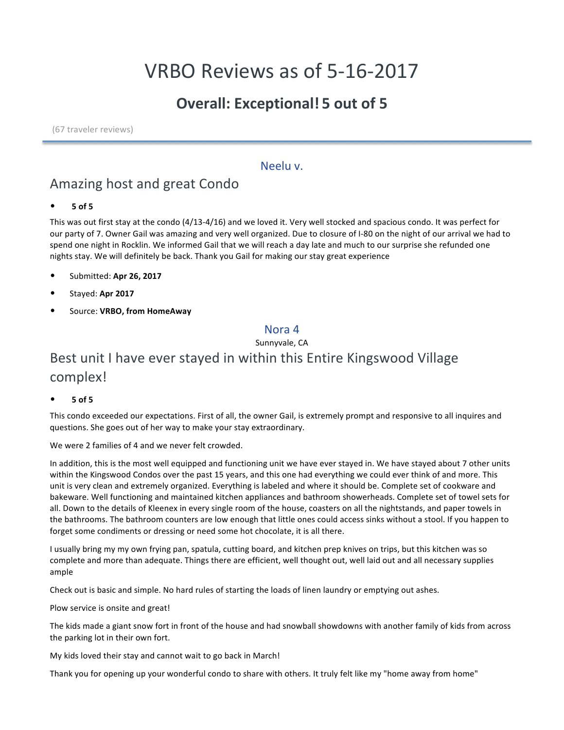# VRBO Reviews as of 5-16-2017

## Overall: Exceptional! 5 out of 5

(67 traveler reviews)

---

### Neelu v.

## Amazing host and great Condo

- **5 of 5**

This was out first stay at the condo (4/13-4/16) and we loved it. Very well stocked and spacious condo. It was perfect for our party of 7. Owner Gail was amazing and very well organized. Due to closure of I-80 on the night of our arrival we had to spend one night in Rocklin. We informed Gail that we will reach a day late and much to our surprise she refunded one nights stay. We will definitely be back. Thank you Gail for making our stay great experience

- Submitted: **Apr 26, 2017**
- Stayed: **Apr 2017**
- Source: **VRBO, from HomeAway**

### Nora 4

Sunnyvale, CA

## Best unit I have ever stayed in within this Entire Kingswood Village complex!

- **5 of 5**

This condo exceeded our expectations. First of all, the owner Gail, is extremely prompt and responsive to all inquires and questions. She goes out of her way to make your stay extraordinary.

We were 2 families of 4 and we never felt crowded.

In addition, this is the most well equipped and functioning unit we have ever stayed in. We have stayed about 7 other units within the Kingswood Condos over the past 15 years, and this one had everything we could ever think of and more. This unit is very clean and extremely organized. Everything is labeled and where it should be. Complete set of cookware and bakeware. Well functioning and maintained kitchen appliances and bathroom showerheads. Complete set of towel sets for all. Down to the details of Kleenex in every single room of the house, coasters on all the nightstands, and paper towels in the bathrooms. The bathroom counters are low enough that little ones could access sinks without a stool. If you happen to forget some condiments or dressing or need some hot chocolate, it is all there.

I usually bring my my own frying pan, spatula, cutting board, and kitchen prep knives on trips, but this kitchen was so complete and more than adequate. Things there are efficient, well thought out, well laid out and all necessary supplies ample

Check out is basic and simple. No hard rules of starting the loads of linen laundry or emptying out ashes.

Plow service is onsite and great!

The kids made a giant snow fort in front of the house and had snowball showdowns with another family of kids from across the parking lot in their own fort.

My kids loved their stay and cannot wait to go back in March!

Thank you for opening up your wonderful condo to share with others. It truly felt like my "home away from home"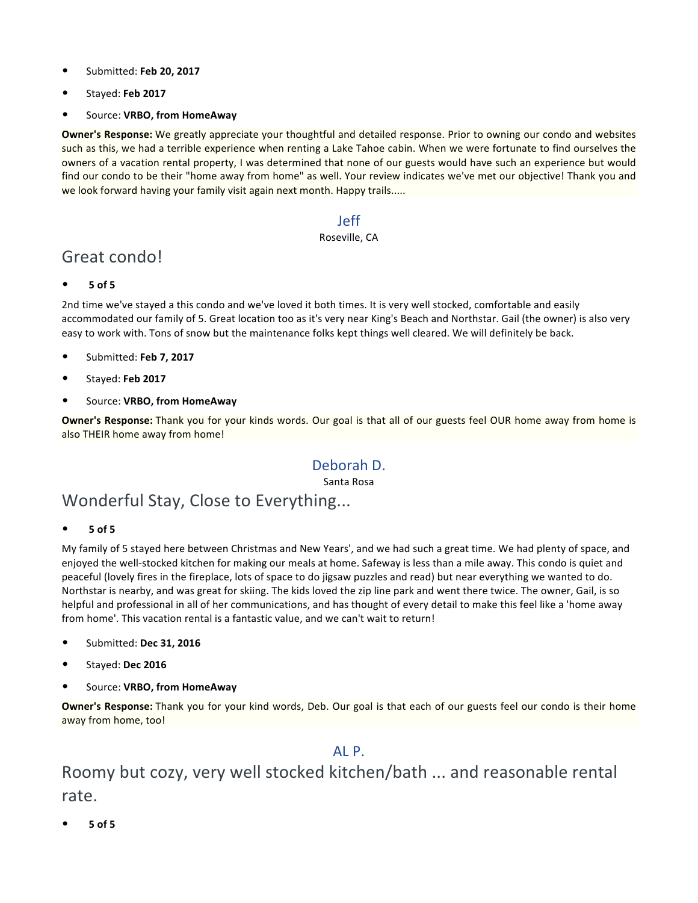- Submitted: **Feb 20, 2017**
- Stayed: **Feb 2017**
- Source: **VRBO, from HomeAway**

**Owner's Response:** We greatly appreciate your thoughtful and detailed response. Prior to owning our condo and websites such as this, we had a terrible experience when renting a Lake Tahoe cabin. When we were fortunate to find ourselves the owners of a vacation rental property, I was determined that none of our guests would have such an experience but would find our condo to be their "home away from home" as well. Your review indicates we've met our objective! Thank you and we look forward having your family visit again next month. Happy trails.....

### Jeff

Roseville, CA

## Great condo!

- **5 of 5**

2nd time we've stayed a this condo and we've loved it both times. It is very well stocked, comfortable and easily accommodated our family of 5. Great location too as it's very near King's Beach and Northstar. Gail (the owner) is also very easy to work with. Tons of snow but the maintenance folks kept things well cleared. We will definitely be back.

- Submitted: **Feb 7, 2017**
- Stayed: **Feb 2017**
- Source: **VRBO, from HomeAway**

**Owner's Response:** Thank you for your kinds words. Our goal is that all of our guests feel OUR home away from home is also THEIR home away from home!

### Deborah D.

Santa Rosa

## Wonderful Stay, Close to Everything...

- **5 of 5**

My family of 5 stayed here between Christmas and New Years', and we had such a great time. We had plenty of space, and enjoyed the well-stocked kitchen for making our meals at home. Safeway is less than a mile away. This condo is quiet and peaceful (lovely fires in the fireplace, lots of space to do jigsaw puzzles and read) but near everything we wanted to do. Northstar is nearby, and was great for skiing. The kids loved the zip line park and went there twice. The owner, Gail, is so helpful and professional in all of her communications, and has thought of every detail to make this feel like a 'home away from home'. This vacation rental is a fantastic value, and we can't wait to return!

- Submitted: **Dec 31, 2016**
- Stayed: **Dec 2016**
- Source: **VRBO, from HomeAway**

**Owner's Response:** Thank you for your kind words, Deb. Our goal is that each of our guests feel our condo is their home away from home, too!

### AL P.

## Roomy but cozy, very well stocked kitchen/bath ... and reasonable rental rate.

- **5 of 5**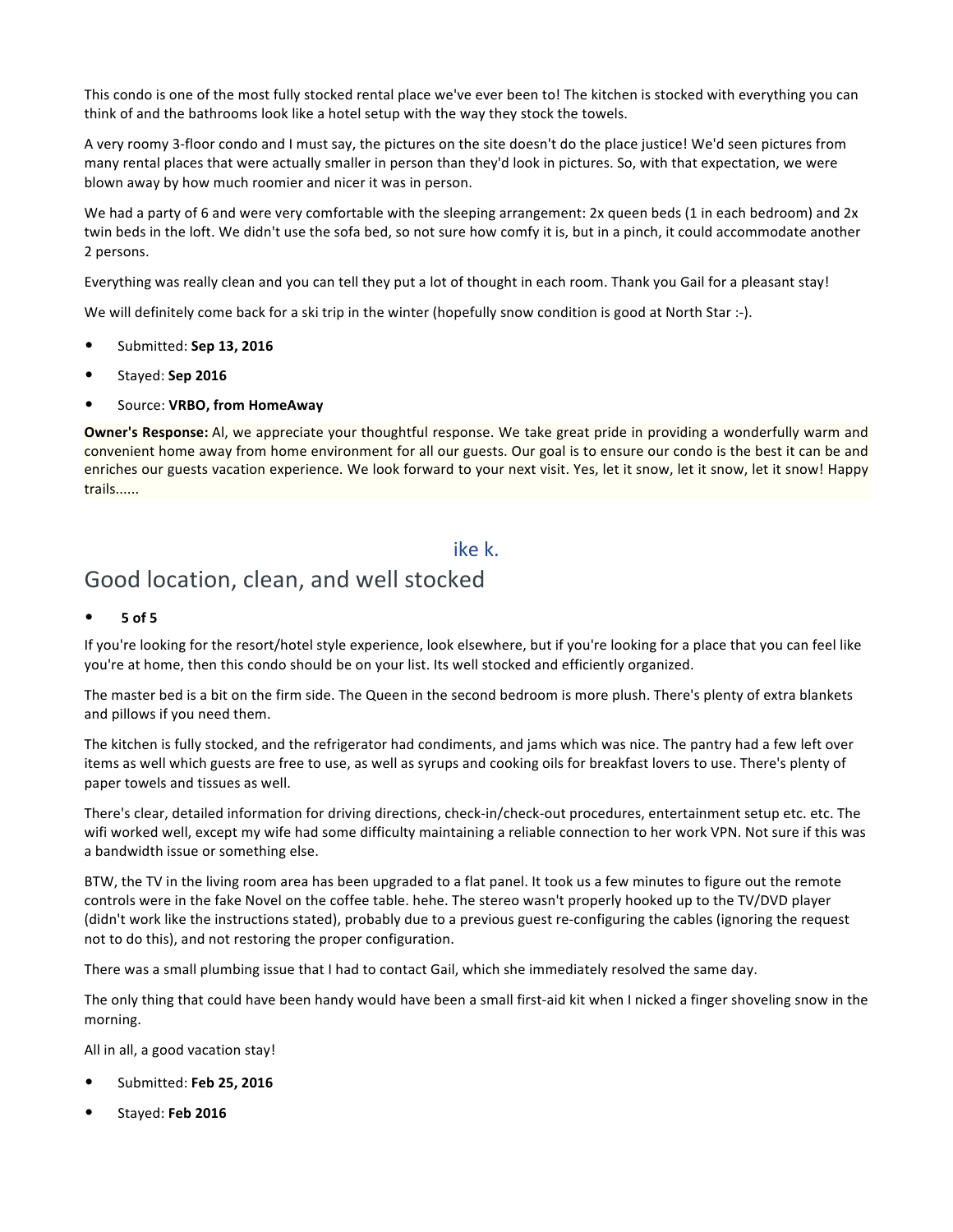This condo is one of the most fully stocked rental place we've ever been to! The kitchen is stocked with everything you can think of and the bathrooms look like a hotel setup with the way they stock the towels.

A very roomy 3-floor condo and I must say, the pictures on the site doesn't do the place justice! We'd seen pictures from many rental places that were actually smaller in person than they'd look in pictures. So, with that expectation, we were blown away by how much roomier and nicer it was in person.

We had a party of 6 and were very comfortable with the sleeping arrangement: 2x queen beds (1 in each bedroom) and 2x twin beds in the loft. We didn't use the sofa bed, so not sure how comfy it is, but in a pinch, it could accommodate another 2 persons.

Everything was really clean and you can tell they put a lot of thought in each room. Thank you Gail for a pleasant stay!

We will definitely come back for a ski trip in the winter (hopefully snow condition is good at North Star :-).

- Submitted: **Sep 13, 2016**
- Stayed: **Sep 2016**
- Source: **VRBO, from HomeAway**

**Owner's Response:** Al, we appreciate your thoughtful response. We take great pride in providing a wonderfully warm and convenient home away from home environment for all our guests. Our goal is to ensure our condo is the best it can be and enriches our guests vacation experience. We look forward to your next visit. Yes, let it snow, let it snow, let it snow! Happy trails......

ike k.

## Good location, clean, and well stocked

- **5 of 5**

If you're looking for the resort/hotel style experience, look elsewhere, but if you're looking for a place that you can feel like you're at home, then this condo should be on your list. Its well stocked and efficiently organized.

The master bed is a bit on the firm side. The Queen in the second bedroom is more plush. There's plenty of extra blankets and pillows if you need them.

The kitchen is fully stocked, and the refrigerator had condiments, and jams which was nice. The pantry had a few left over items as well which guests are free to use, as well as syrups and cooking oils for breakfast lovers to use. There's plenty of paper towels and tissues as well.

There's clear, detailed information for driving directions, check-in/check-out procedures, entertainment setup etc. etc. The wifi worked well, except my wife had some difficulty maintaining a reliable connection to her work VPN. Not sure if this was a bandwidth issue or something else.

BTW, the TV in the living room area has been upgraded to a flat panel. It took us a few minutes to figure out the remote controls were in the fake Novel on the coffee table. hehe. The stereo wasn't properly hooked up to the TV/DVD player (didn't work like the instructions stated), probably due to a previous guest re-configuring the cables (ignoring the request not to do this), and not restoring the proper configuration.

There was a small plumbing issue that I had to contact Gail, which she immediately resolved the same day.

The only thing that could have been handy would have been a small first-aid kit when I nicked a finger shoveling snow in the morning.

All in all, a good vacation stay!

- Submitted: **Feb 25, 2016**
- Stayed: **Feb 2016**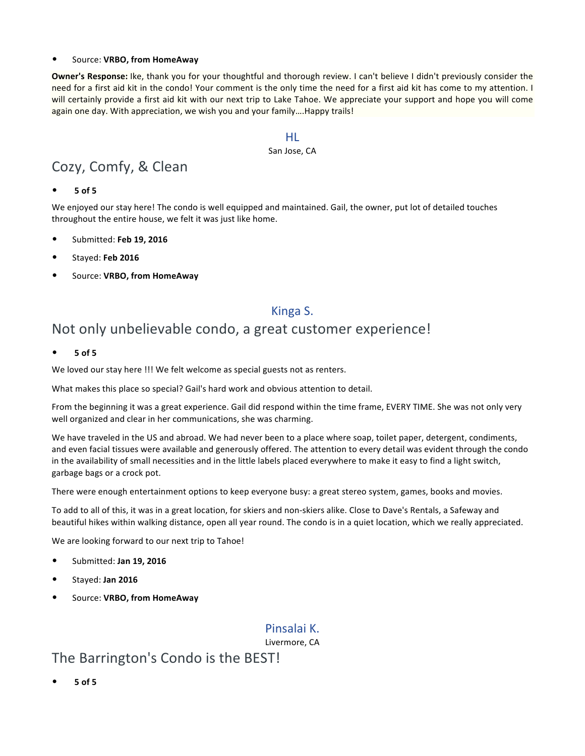- Source: **VRBO, from HomeAway**

**Owner's Response:** Ike, thank you for your thoughtful and thorough review. I can't believe I didn't previously consider the need for a first aid kit in the condo! Your comment is the only time the need for a first aid kit has come to my attention. I will certainly provide a first aid kit with our next trip to Lake Tahoe. We appreciate your support and hope you will come again one day. With appreciation, we wish you and your family….Happy trails!

HL

San Jose, CA

## Cozy, Comfy, & Clean

- **5 of 5**

We enjoyed our stay here! The condo is well equipped and maintained. Gail, the owner, put lot of detailed touches throughout the entire house, we felt it was just like home.

- Submitted: **Feb 19, 2016**
- Stayed: **Feb 2016**
- Source: **VRBO, from HomeAway**

Kinga S.

## Not only unbelievable condo, a great customer experience!

- **5 of 5**

We loved our stay here !!! We felt welcome as special guests not as renters.

What makes this place so special? Gail's hard work and obvious attention to detail.

From the beginning it was a great experience. Gail did respond within the time frame, EVERY TIME. She was not only very well organized and clear in her communications, she was charming.

We have traveled in the US and abroad. We had never been to a place where soap, toilet paper, detergent, condiments, and even facial tissues were available and generously offered. The attention to every detail was evident through the condo in the availability of small necessities and in the little labels placed everywhere to make it easy to find a light switch, garbage bags or a crock pot.

There were enough entertainment options to keep everyone busy: a great stereo system, games, books and movies.

To add to all of this, it was in a great location, for skiers and non-skiers alike. Close to Dave's Rentals, a Safeway and beautiful hikes within walking distance, open all year round. The condo is in a quiet location, which we really appreciated.

We are looking forward to our next trip to Tahoe!

- Submitted: **Jan 19, 2016**
- Stayed: **Jan 2016**
- Source: **VRBO, from HomeAway**

Pinsalai K.

Livermore, CA

## The Barrington's Condo is the BEST!

- **5 of 5**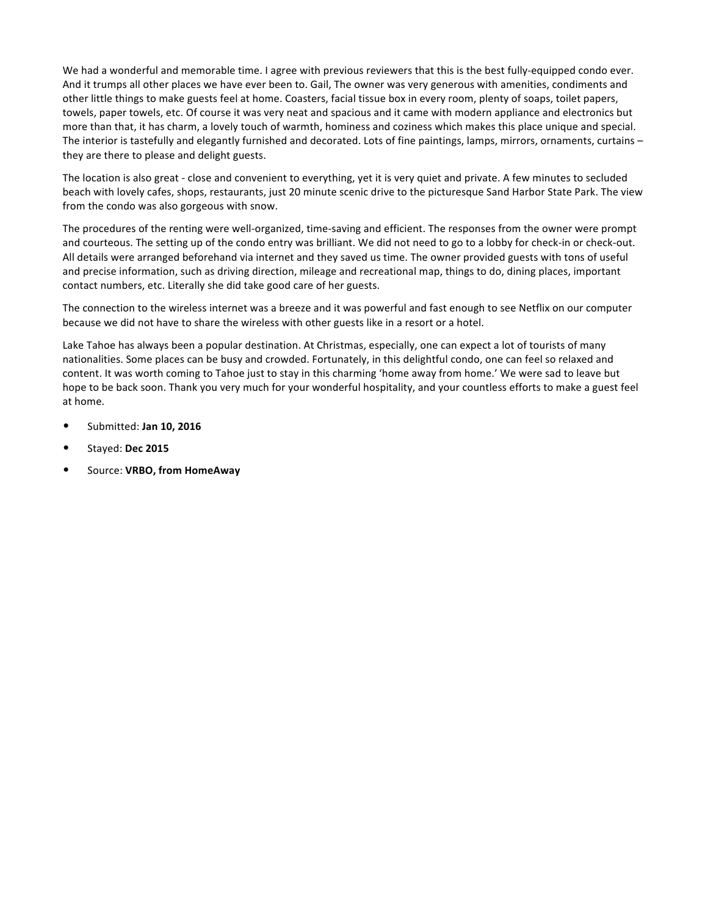We had a wonderful and memorable time. I agree with previous reviewers that this is the best fully-equipped condo ever. And it trumps all other places we have ever been to. Gail, The owner was very generous with amenities, condiments and other little things to make guests feel at home. Coasters, facial tissue box in every room, plenty of soaps, toilet papers, towels, paper towels, etc. Of course it was very neat and spacious and it came with modern appliance and electronics but more than that, it has charm, a lovely touch of warmth, hominess and coziness which makes this place unique and special. The interior is tastefully and elegantly furnished and decorated. Lots of fine paintings, lamps, mirrors, ornaments, curtains – they are there to please and delight guests.

The location is also great - close and convenient to everything, yet it is very quiet and private. A few minutes to secluded beach with lovely cafes, shops, restaurants, just 20 minute scenic drive to the picturesque Sand Harbor State Park. The view from the condo was also gorgeous with snow.

The procedures of the renting were well-organized, time-saving and efficient. The responses from the owner were prompt and courteous. The setting up of the condo entry was brilliant. We did not need to go to a lobby for check-in or check-out. All details were arranged beforehand via internet and they saved us time. The owner provided guests with tons of useful and precise information, such as driving direction, mileage and recreational map, things to do, dining places, important contact numbers, etc. Literally she did take good care of her guests.

The connection to the wireless internet was a breeze and it was powerful and fast enough to see Netflix on our computer because we did not have to share the wireless with other guests like in a resort or a hotel.

Lake Tahoe has always been a popular destination. At Christmas, especially, one can expect a lot of tourists of many nationalities. Some places can be busy and crowded. Fortunately, in this delightful condo, one can feel so relaxed and content. It was worth coming to Tahoe just to stay in this charming 'home away from home.' We were sad to leave but hope to be back soon. Thank you very much for your wonderful hospitality, and your countless efforts to make a guest feel at home.

- Submitted: **Jan 10, 2016**
- Stayed: **Dec 2015**
- Source: **VRBO, from HomeAway**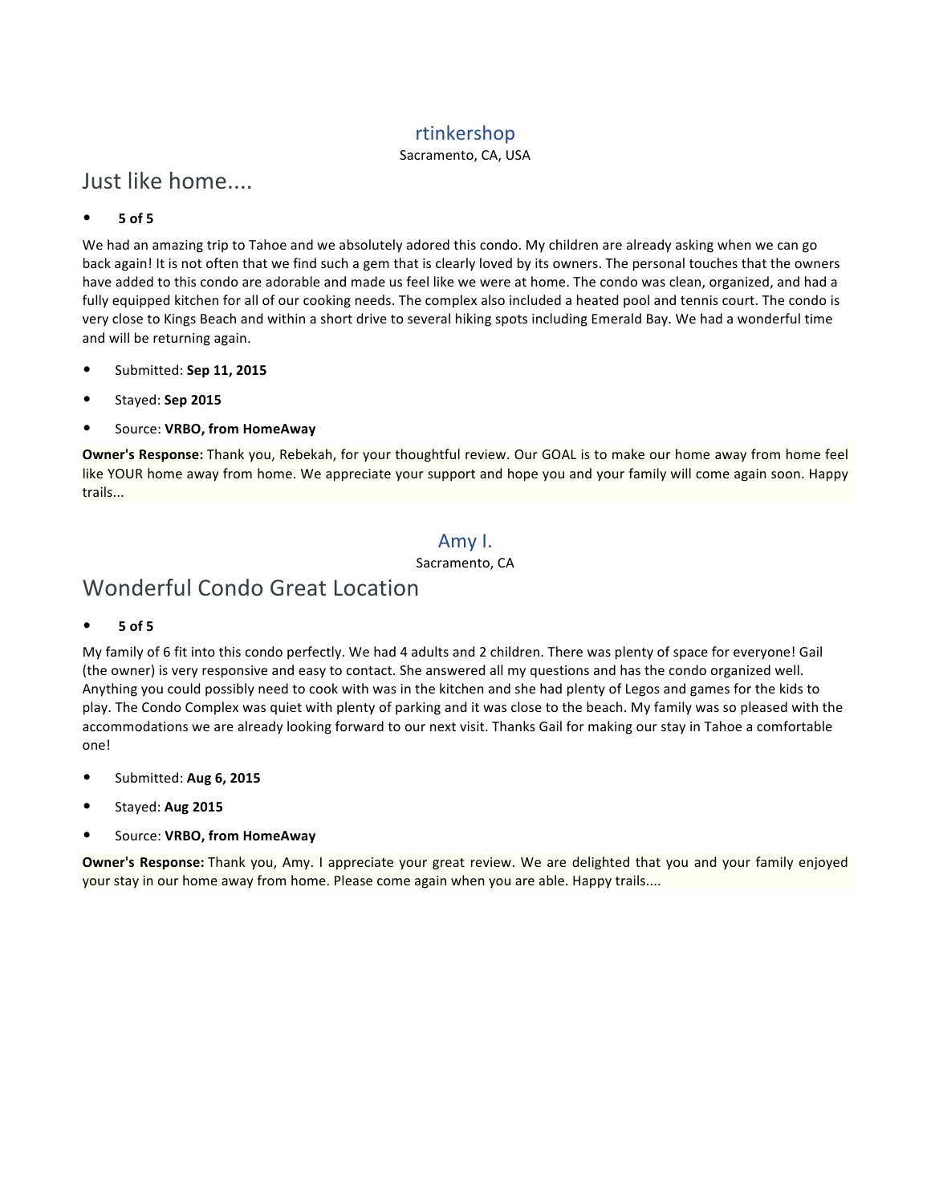rtinkershop

Sacramento, CA, USA

## Just like home....

- **5 of 5**

We had an amazing trip to Tahoe and we absolutely adored this condo. My children are already asking when we can go back again! It is not often that we find such a gem that is clearly loved by its owners. The personal touches that the owners have added to this condo are adorable and made us feel like we were at home. The condo was clean, organized, and had a fully equipped kitchen for all of our cooking needs. The complex also included a heated pool and tennis court. The condo is very close to Kings Beach and within a short drive to several hiking spots including Emerald Bay. We had a wonderful time and will be returning again.

- Submitted: **Sep 11, 2015**
- Stayed: **Sep 2015**
- Source: **VRBO, from HomeAway**

**Owner's Response:** Thank you, Rebekah, for your thoughtful review. Our GOAL is to make our home away from home feel like YOUR home away from home. We appreciate your support and hope you and your family will come again soon. Happy trails...

Amy I.

Sacramento, CA

## Wonderful Condo Great Location

- **5 of 5**

My family of 6 fit into this condo perfectly. We had 4 adults and 2 children. There was plenty of space for everyone! Gail (the owner) is very responsive and easy to contact. She answered all my questions and has the condo organized well. Anything you could possibly need to cook with was in the kitchen and she had plenty of Legos and games for the kids to play. The Condo Complex was quiet with plenty of parking and it was close to the beach. My family was so pleased with the accommodations we are already looking forward to our next visit. Thanks Gail for making our stay in Tahoe a comfortable one!

- Submitted: **Aug 6, 2015**
- Stayed: **Aug 2015**
- Source: **VRBO, from HomeAway**

**Owner's Response:** Thank you, Amy. I appreciate your great review. We are delighted that you and your family enjoyed your stay in our home away from home. Please come again when you are able. Happy trails....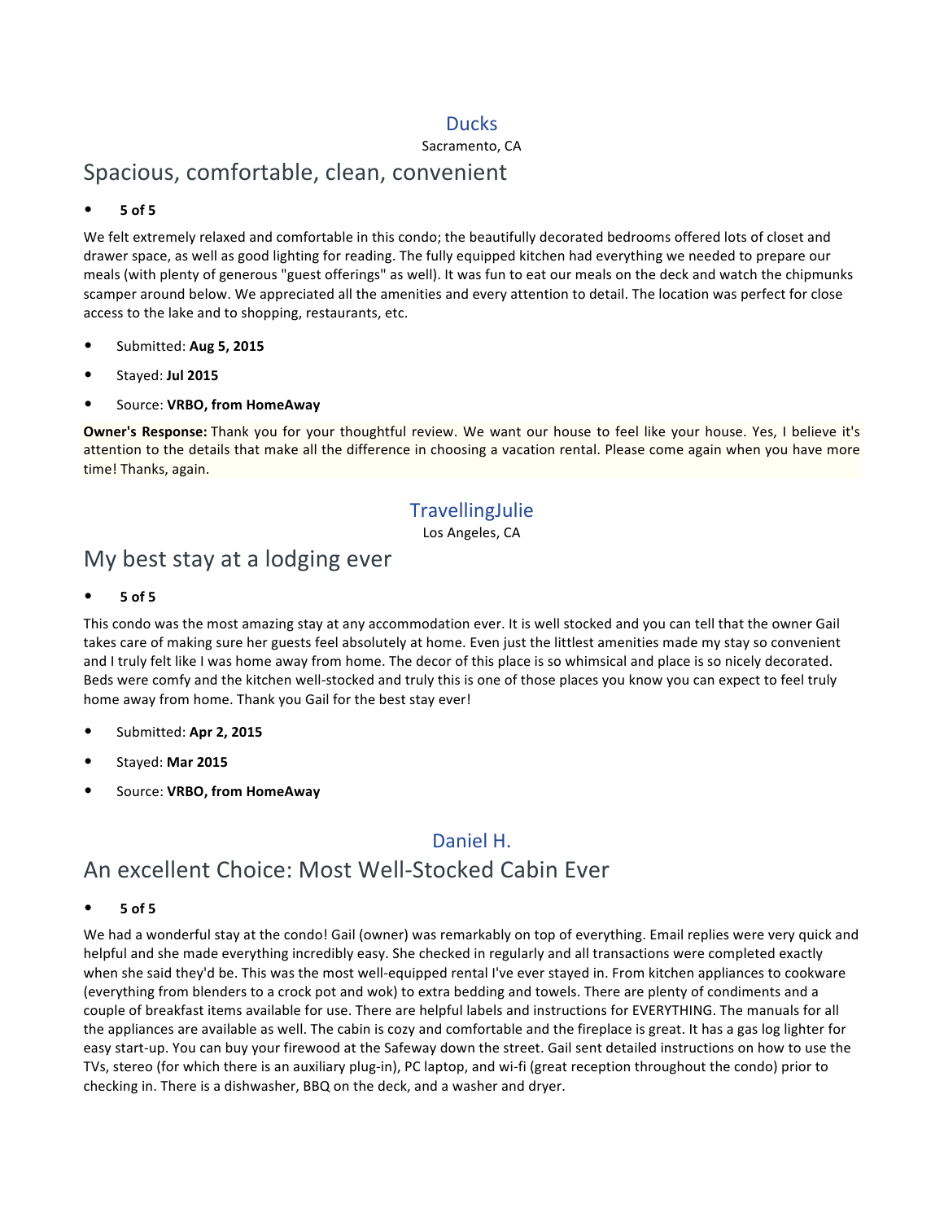### Ducks

Sacramento, CA

## Spacious, comfortable, clean, convenient

- **5 of 5**

We felt extremely relaxed and comfortable in this condo; the beautifully decorated bedrooms offered lots of closet and drawer space, as well as good lighting for reading. The fully equipped kitchen had everything we needed to prepare our meals (with plenty of generous "guest offerings" as well). It was fun to eat our meals on the deck and watch the chipmunks scamper around below. We appreciated all the amenities and every attention to detail. The location was perfect for close access to the lake and to shopping, restaurants, etc.

- Submitted: **Aug 5, 2015**
- Stayed: **Jul 2015**
- Source: **VRBO, from HomeAway**

**Owner's Response:** Thank you for your thoughtful review. We want our house to feel like your house. Yes, I believe it's attention to the details that make all the difference in choosing a vacation rental. Please come again when you have more time! Thanks, again.

### TravellingJulie

Los Angeles, CA

## My best stay at a lodging ever

- **5 of 5**

This condo was the most amazing stay at any accommodation ever. It is well stocked and you can tell that the owner Gail takes care of making sure her guests feel absolutely at home. Even just the littlest amenities made my stay so convenient and I truly felt like I was home away from home. The decor of this place is so whimsical and place is so nicely decorated. Beds were comfy and the kitchen well-stocked and truly this is one of those places you know you can expect to feel truly home away from home. Thank you Gail for the best stay ever!

- Submitted: **Apr 2, 2015**
- Stayed: **Mar 2015**
- Source: **VRBO, from HomeAway**

### Daniel H.

## An excellent Choice: Most Well-Stocked Cabin Ever

- **5 of 5**

We had a wonderful stay at the condo! Gail (owner) was remarkably on top of everything. Email replies were very quick and helpful and she made everything incredibly easy. She checked in regularly and all transactions were completed exactly when she said they'd be. This was the most well-equipped rental I've ever stayed in. From kitchen appliances to cookware (everything from blenders to a crock pot and wok) to extra bedding and towels. There are plenty of condiments and a couple of breakfast items available for use. There are helpful labels and instructions for EVERYTHING. The manuals for all the appliances are available as well. The cabin is cozy and comfortable and the fireplace is great. It has a gas log lighter for easy start-up. You can buy your firewood at the Safeway down the street. Gail sent detailed instructions on how to use the TVs, stereo (for which there is an auxiliary plug-in), PC laptop, and wi-fi (great reception throughout the condo) prior to checking in. There is a dishwasher, BBQ on the deck, and a washer and dryer.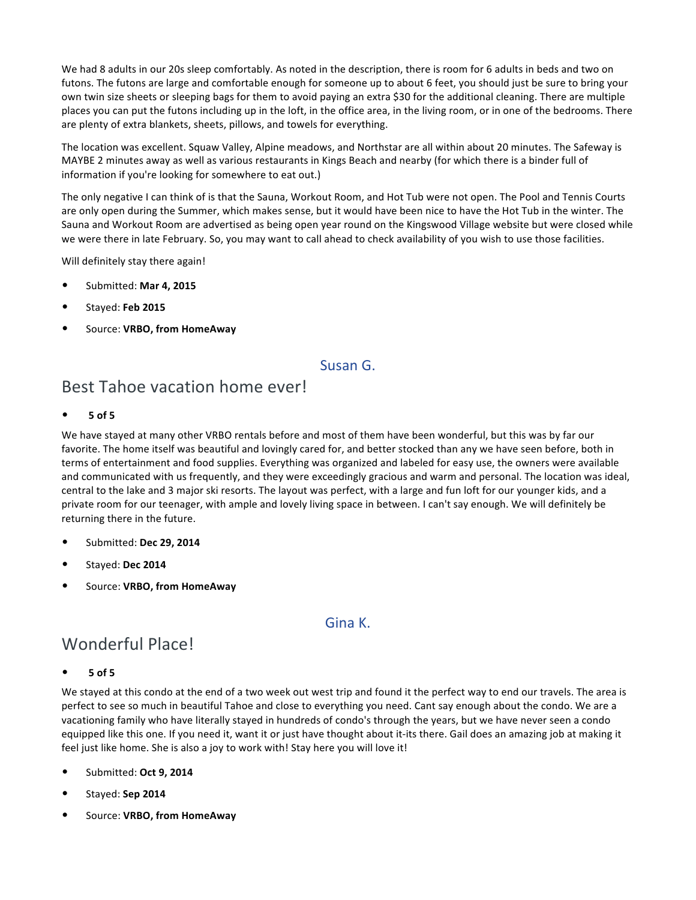We had 8 adults in our 20s sleep comfortably. As noted in the description, there is room for 6 adults in beds and two on futons. The futons are large and comfortable enough for someone up to about 6 feet, you should just be sure to bring your own twin size sheets or sleeping bags for them to avoid paying an extra $30 for the additional cleaning. There are multiple places you can put the futons including up in the loft, in the office area, in the living room, or in one of the bedrooms. There are plenty of extra blankets, sheets, pillows, and towels for everything.

The location was excellent. Squaw Valley, Alpine meadows, and Northstar are all within about 20 minutes. The Safeway is MAYBE 2 minutes away as well as various restaurants in Kings Beach and nearby (for which there is a binder full of information if you're looking for somewhere to eat out.)

The only negative I can think of is that the Sauna, Workout Room, and Hot Tub were not open. The Pool and Tennis Courts are only open during the Summer, which makes sense, but it would have been nice to have the Hot Tub in the winter. The Sauna and Workout Room are advertised as being open year round on the Kingswood Village website but were closed while we were there in late February. So, you may want to call ahead to check availability of you wish to use those facilities.

Will definitely stay there again!

- Submitted: **Mar 4, 2015**
- Stayed: **Feb 2015**
- Source: **VRBO, from HomeAway**

Susan G.

## Best Tahoe vacation home ever!

- **5 of 5**

We have stayed at many other VRBO rentals before and most of them have been wonderful, but this was by far our favorite. The home itself was beautiful and lovingly cared for, and better stocked than any we have seen before, both in terms of entertainment and food supplies. Everything was organized and labeled for easy use, the owners were available and communicated with us frequently, and they were exceedingly gracious and warm and personal. The location was ideal, central to the lake and 3 major ski resorts. The layout was perfect, with a large and fun loft for our younger kids, and a private room for our teenager, with ample and lovely living space in between. I can't say enough. We will definitely be returning there in the future.

- Submitted: **Dec 29, 2014**
- Stayed: **Dec 2014**
- Source: **VRBO, from HomeAway**

Gina K.

## Wonderful Place!

- **5 of 5**

We stayed at this condo at the end of a two week out west trip and found it the perfect way to end our travels. The area is perfect to see so much in beautiful Tahoe and close to everything you need. Cant say enough about the condo. We are a vacationing family who have literally stayed in hundreds of condo's through the years, but we have never seen a condo equipped like this one. If you need it, want it or just have thought about it-its there. Gail does an amazing job at making it feel just like home. She is also a joy to work with! Stay here you will love it!

- Submitted: **Oct 9, 2014**
- Stayed: **Sep 2014**
- Source: **VRBO, from HomeAway**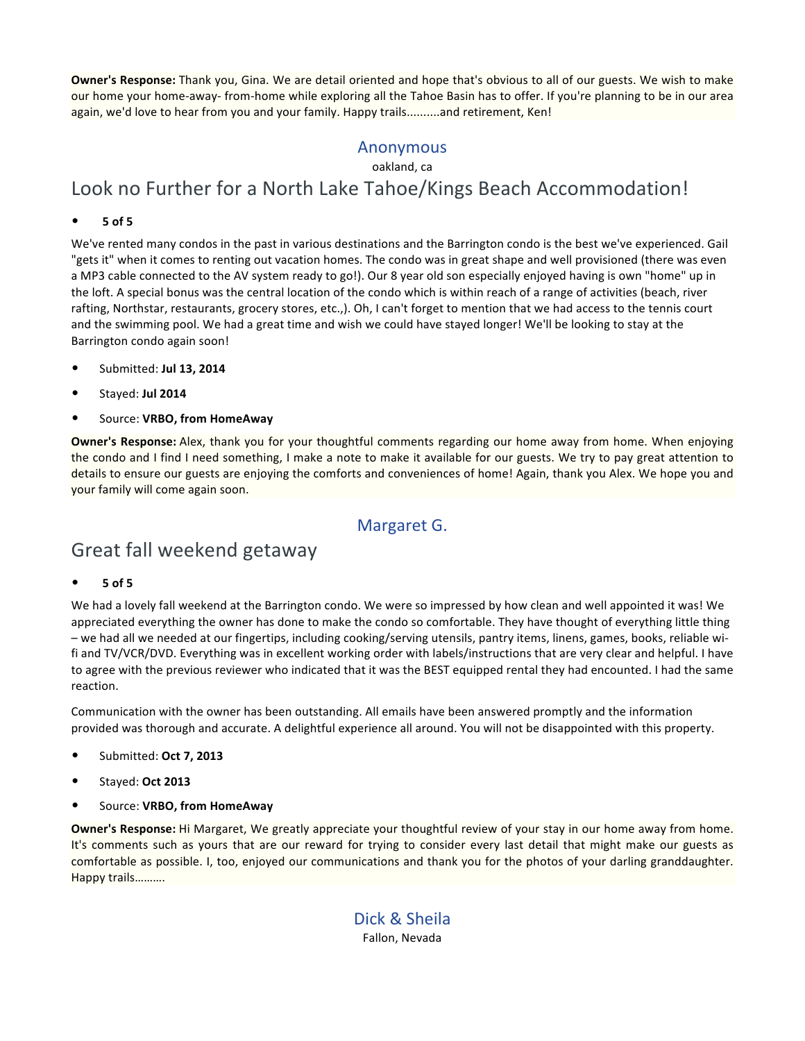**Owner's Response:** Thank you, Gina. We are detail oriented and hope that's obvious to all of our guests. We wish to make our home your home-away- from-home while exploring all the Tahoe Basin has to offer. If you're planning to be in our area again, we'd love to hear from you and your family. Happy trails..........and retirement, Ken!

### Anonymous

oakland, ca

## Look no Further for a North Lake Tahoe/Kings Beach Accommodation!

- **5 of 5**

We've rented many condos in the past in various destinations and the Barrington condo is the best we've experienced. Gail "gets it" when it comes to renting out vacation homes. The condo was in great shape and well provisioned (there was even a MP3 cable connected to the AV system ready to go!). Our 8 year old son especially enjoyed having is own "home" up in the loft. A special bonus was the central location of the condo which is within reach of a range of activities (beach, river rafting, Northstar, restaurants, grocery stores, etc.,). Oh, I can't forget to mention that we had access to the tennis court and the swimming pool. We had a great time and wish we could have stayed longer! We'll be looking to stay at the Barrington condo again soon!

- Submitted: **Jul 13, 2014**
- Stayed: **Jul 2014**
- Source: **VRBO, from HomeAway**

**Owner's Response:** Alex, thank you for your thoughtful comments regarding our home away from home. When enjoying the condo and I find I need something, I make a note to make it available for our guests. We try to pay great attention to details to ensure our guests are enjoying the comforts and conveniences of home! Again, thank you Alex. We hope you and your family will come again soon.

### Margaret G.

## Great fall weekend getaway

- **5 of 5**

We had a lovely fall weekend at the Barrington condo. We were so impressed by how clean and well appointed it was! We appreciated everything the owner has done to make the condo so comfortable. They have thought of everything little thing – we had all we needed at our fingertips, including cooking/serving utensils, pantry items, linens, games, books, reliable wi-fi and TV/VCR/DVD. Everything was in excellent working order with labels/instructions that are very clear and helpful. I have to agree with the previous reviewer who indicated that it was the BEST equipped rental they had encounted. I had the same reaction.

Communication with the owner has been outstanding. All emails have been answered promptly and the information provided was thorough and accurate. A delightful experience all around. You will not be disappointed with this property.

- Submitted: **Oct 7, 2013**
- Stayed: **Oct 2013**
- Source: **VRBO, from HomeAway**

**Owner's Response:** Hi Margaret, We greatly appreciate your thoughtful review of your stay in our home away from home. It's comments such as yours that are our reward for trying to consider every last detail that might make our guests as comfortable as possible. I, too, enjoyed our communications and thank you for the photos of your darling granddaughter. Happy trails……….

### Dick & Sheila

Fallon, Nevada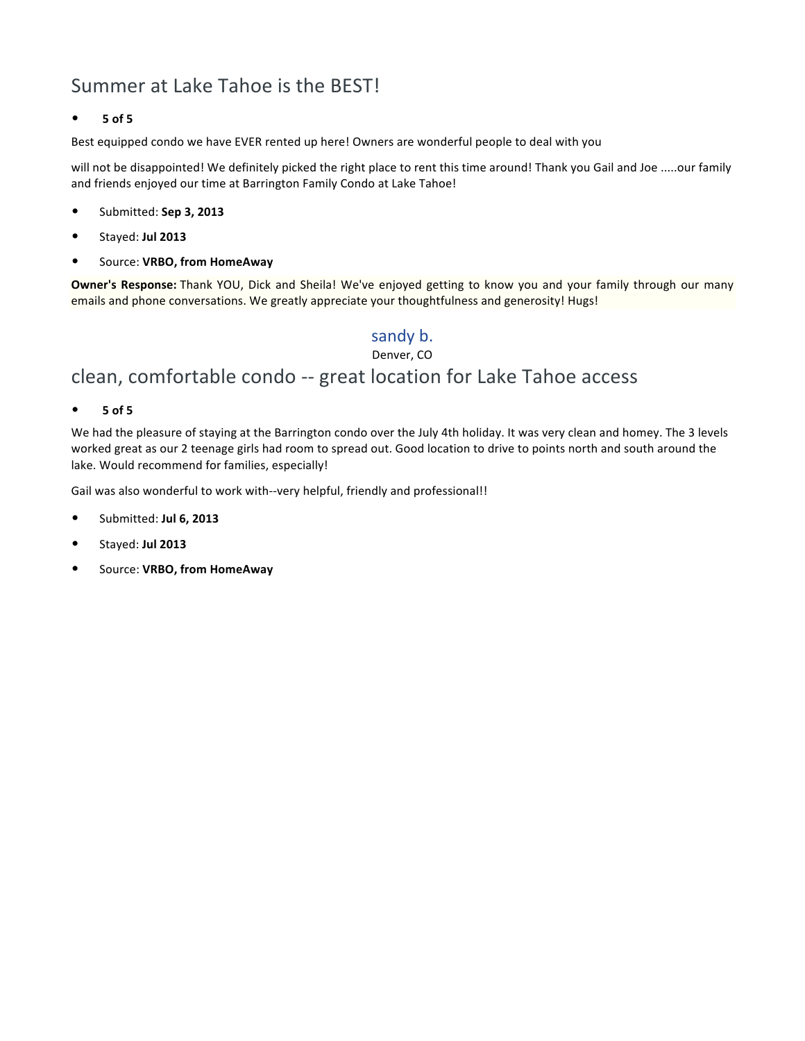## Summer at Lake Tahoe is the BEST!

- **5 of 5**

Best equipped condo we have EVER rented up here! Owners are wonderful people to deal with you

will not be disappointed! We definitely picked the right place to rent this time around! Thank you Gail and Joe .....our family and friends enjoyed our time at Barrington Family Condo at Lake Tahoe!

- Submitted: **Sep 3, 2013**
- Stayed: **Jul 2013**
- Source: **VRBO, from HomeAway**

**Owner's Response:** Thank YOU, Dick and Sheila! We've enjoyed getting to know you and your family through our many emails and phone conversations. We greatly appreciate your thoughtfulness and generosity! Hugs!

sandy b.
Denver, CO

## clean, comfortable condo -- great location for Lake Tahoe access

- **5 of 5**

We had the pleasure of staying at the Barrington condo over the July 4th holiday. It was very clean and homey. The 3 levels worked great as our 2 teenage girls had room to spread out. Good location to drive to points north and south around the lake. Would recommend for families, especially!

Gail was also wonderful to work with--very helpful, friendly and professional!!

- Submitted: **Jul 6, 2013**
- Stayed: **Jul 2013**
- Source: **VRBO, from HomeAway**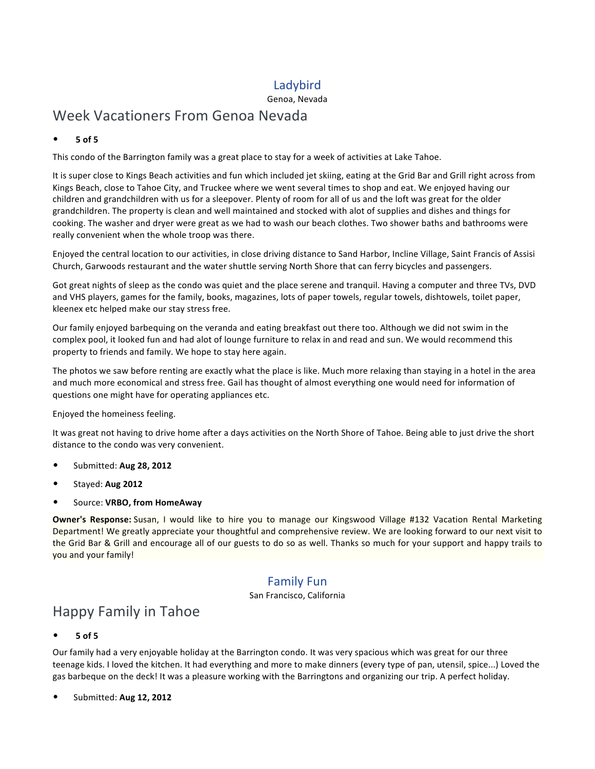## Ladybird

Genoa, Nevada

# Week Vacationers From Genoa Nevada

- **5 of 5**

This condo of the Barrington family was a great place to stay for a week of activities at Lake Tahoe.

It is super close to Kings Beach activities and fun which included jet skiing, eating at the Grid Bar and Grill right across from Kings Beach, close to Tahoe City, and Truckee where we went several times to shop and eat. We enjoyed having our children and grandchildren with us for a sleepover. Plenty of room for all of us and the loft was great for the older grandchildren. The property is clean and well maintained and stocked with alot of supplies and dishes and things for cooking. The washer and dryer were great as we had to wash our beach clothes. Two shower baths and bathrooms were really convenient when the whole troop was there.

Enjoyed the central location to our activities, in close driving distance to Sand Harbor, Incline Village, Saint Francis of Assisi Church, Garwoods restaurant and the water shuttle serving North Shore that can ferry bicycles and passengers.

Got great nights of sleep as the condo was quiet and the place serene and tranquil. Having a computer and three TVs, DVD and VHS players, games for the family, books, magazines, lots of paper towels, regular towels, dishtowels, toilet paper, kleenex etc helped make our stay stress free.

Our family enjoyed barbequing on the veranda and eating breakfast out there too. Although we did not swim in the complex pool, it looked fun and had alot of lounge furniture to relax in and read and sun. We would recommend this property to friends and family. We hope to stay here again.

The photos we saw before renting are exactly what the place is like. Much more relaxing than staying in a hotel in the area and much more economical and stress free. Gail has thought of almost everything one would need for information of questions one might have for operating appliances etc.

Enjoyed the homeiness feeling.

It was great not having to drive home after a days activities on the North Shore of Tahoe. Being able to just drive the short distance to the condo was very convenient.

- Submitted: **Aug 28, 2012**
- Stayed: **Aug 2012**
- Source: **VRBO, from HomeAway**

**Owner's Response:** Susan, I would like to hire you to manage our Kingswood Village #132 Vacation Rental Marketing Department! We greatly appreciate your thoughtful and comprehensive review. We are looking forward to our next visit to the Grid Bar & Grill and encourage all of our guests to do so as well. Thanks so much for your support and happy trails to you and your family!

## Family Fun

San Francisco, California

# Happy Family in Tahoe

- **5 of 5**

Our family had a very enjoyable holiday at the Barrington condo. It was very spacious which was great for our three teenage kids. I loved the kitchen. It had everything and more to make dinners (every type of pan, utensil, spice...) Loved the gas barbeque on the deck! It was a pleasure working with the Barringtons and organizing our trip. A perfect holiday.

- Submitted: **Aug 12, 2012**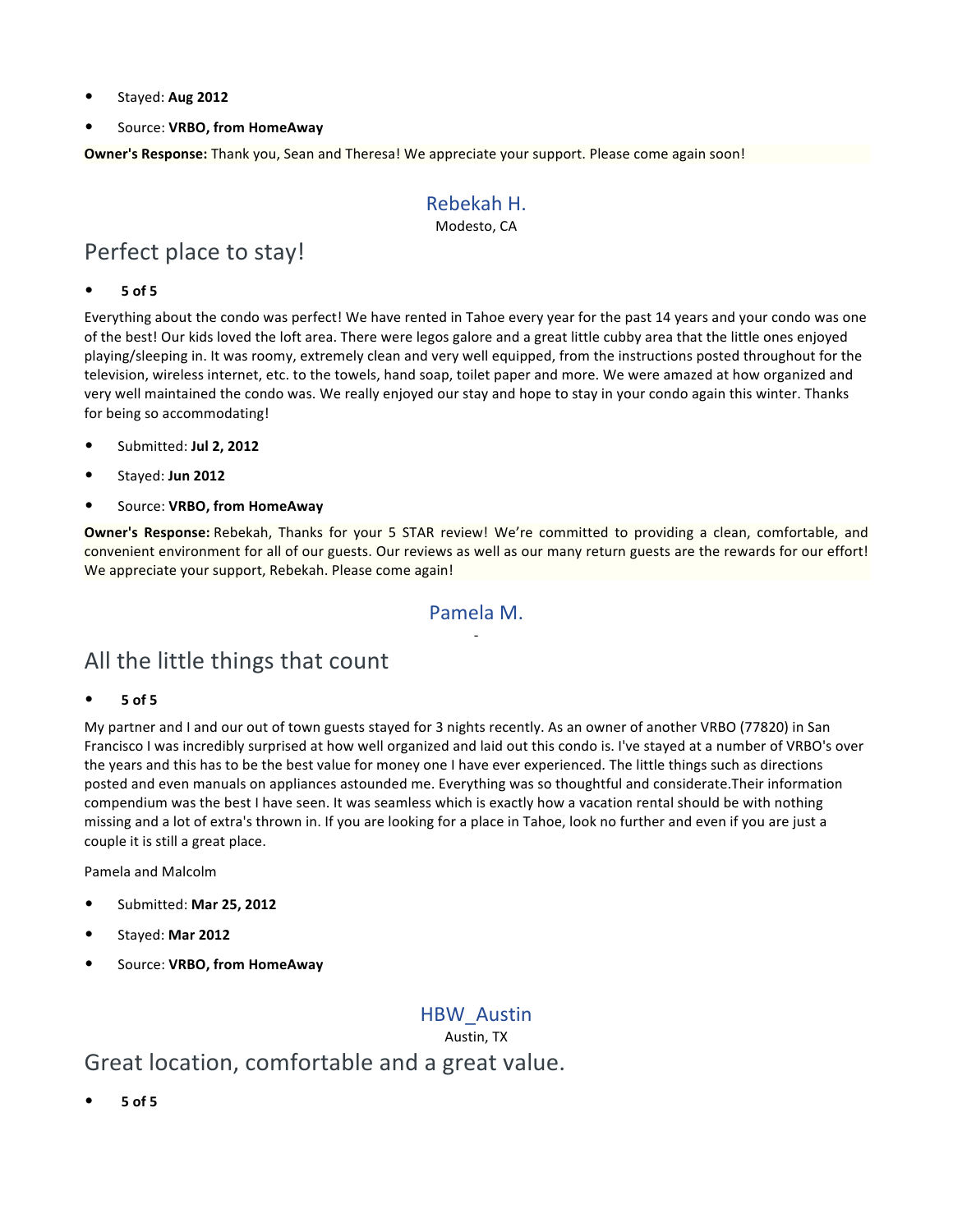- Stayed: **Aug 2012**
- Source: **VRBO, from HomeAway**

**Owner's Response:** Thank you, Sean and Theresa! We appreciate your support. Please come again soon!

### Rebekah H.

Modesto, CA

## Perfect place to stay!

- **5 of 5**

Everything about the condo was perfect! We have rented in Tahoe every year for the past 14 years and your condo was one of the best! Our kids loved the loft area. There were legos galore and a great little cubby area that the little ones enjoyed playing/sleeping in. It was roomy, extremely clean and very well equipped, from the instructions posted throughout for the television, wireless internet, etc. to the towels, hand soap, toilet paper and more. We were amazed at how organized and very well maintained the condo was. We really enjoyed our stay and hope to stay in your condo again this winter. Thanks for being so accommodating!

- Submitted: **Jul 2, 2012**
- Stayed: **Jun 2012**
- Source: **VRBO, from HomeAway**

**Owner's Response:** Rebekah, Thanks for your 5 STAR review! We're committed to providing a clean, comfortable, and convenient environment for all of our guests. Our reviews as well as our many return guests are the rewards for our effort! We appreciate your support, Rebekah. Please come again!

### Pamela M.

-

## All the little things that count

- **5 of 5**

My partner and I and our out of town guests stayed for 3 nights recently. As an owner of another VRBO (77820) in San Francisco I was incredibly surprised at how well organized and laid out this condo is. I've stayed at a number of VRBO's over the years and this has to be the best value for money one I have ever experienced. The little things such as directions posted and even manuals on appliances astounded me. Everything was so thoughtful and considerate.Their information compendium was the best I have seen. It was seamless which is exactly how a vacation rental should be with nothing missing and a lot of extra's thrown in. If you are looking for a place in Tahoe, look no further and even if you are just a couple it is still a great place.

Pamela and Malcolm

- Submitted: **Mar 25, 2012**
- Stayed: **Mar 2012**
- Source: **VRBO, from HomeAway**

### HBW_Austin

Austin, TX

## Great location, comfortable and a great value.

- **5 of 5**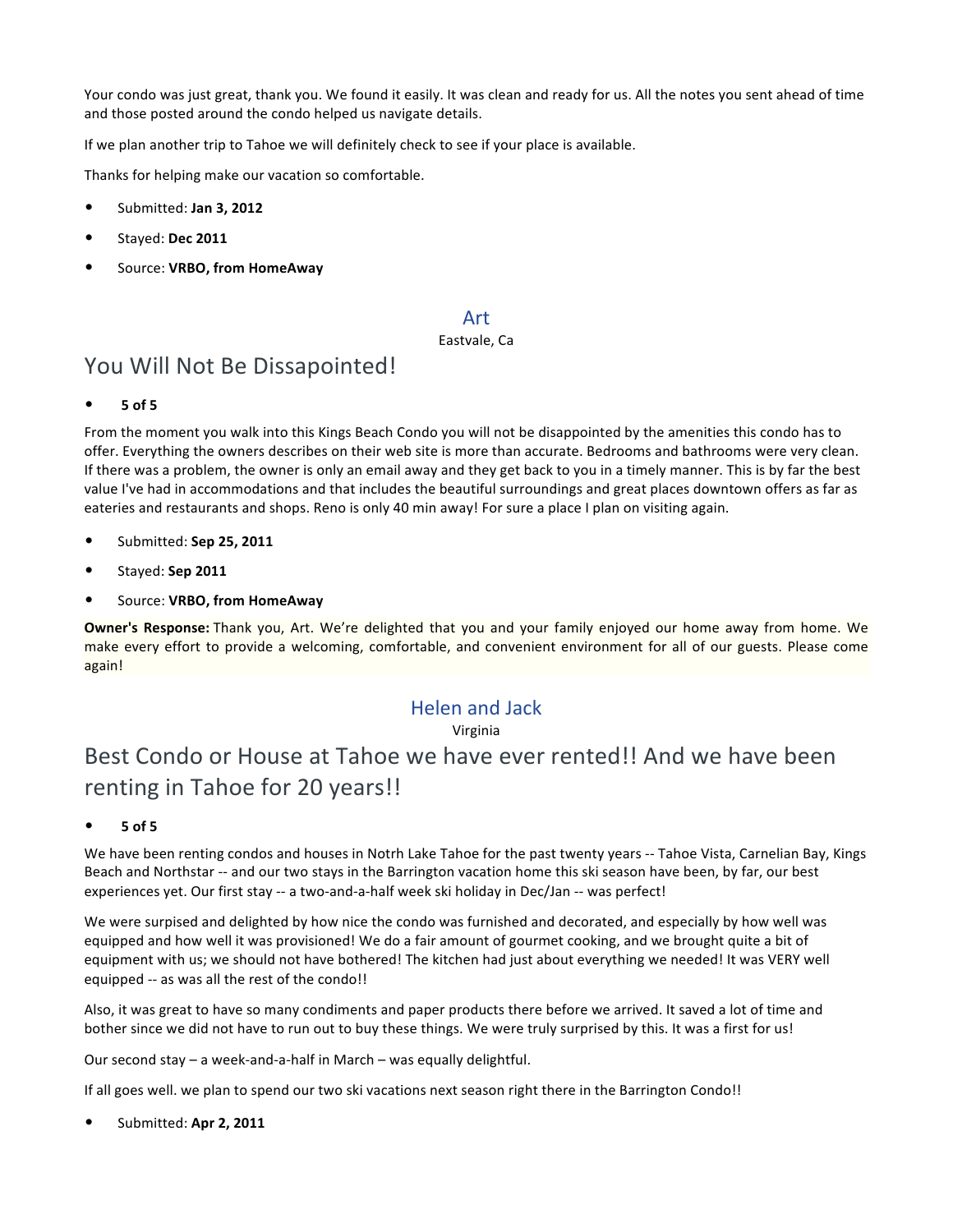Your condo was just great, thank you. We found it easily. It was clean and ready for us. All the notes you sent ahead of time and those posted around the condo helped us navigate details.

If we plan another trip to Tahoe we will definitely check to see if your place is available.

Thanks for helping make our vacation so comfortable.

- Submitted: **Jan 3, 2012**
- Stayed: **Dec 2011**
- Source: **VRBO, from HomeAway**

### Art

Eastvale, Ca

## You Will Not Be Dissapointed!

- **5 of 5**

From the moment you walk into this Kings Beach Condo you will not be disappointed by the amenities this condo has to offer. Everything the owners describes on their web site is more than accurate. Bedrooms and bathrooms were very clean. If there was a problem, the owner is only an email away and they get back to you in a timely manner. This is by far the best value I've had in accommodations and that includes the beautiful surroundings and great places downtown offers as far as eateries and restaurants and shops. Reno is only 40 min away! For sure a place I plan on visiting again.

- Submitted: **Sep 25, 2011**
- Stayed: **Sep 2011**
- Source: **VRBO, from HomeAway**

**Owner's Response:** Thank you, Art. We're delighted that you and your family enjoyed our home away from home. We make every effort to provide a welcoming, comfortable, and convenient environment for all of our guests. Please come again!

### Helen and Jack

Virginia

## Best Condo or House at Tahoe we have ever rented!! And we have been renting in Tahoe for 20 years!!

- **5 of 5**

We have been renting condos and houses in Notrh Lake Tahoe for the past twenty years -- Tahoe Vista, Carnelian Bay, Kings Beach and Northstar -- and our two stays in the Barrington vacation home this ski season have been, by far, our best experiences yet. Our first stay -- a two-and-a-half week ski holiday in Dec/Jan -- was perfect!

We were surpised and delighted by how nice the condo was furnished and decorated, and especially by how well was equipped and how well it was provisioned! We do a fair amount of gourmet cooking, and we brought quite a bit of equipment with us; we should not have bothered! The kitchen had just about everything we needed! It was VERY well equipped -- as was all the rest of the condo!!

Also, it was great to have so many condiments and paper products there before we arrived. It saved a lot of time and bother since we did not have to run out to buy these things. We were truly surprised by this. It was a first for us!

Our second stay – a week-and-a-half in March – was equally delightful.

If all goes well. we plan to spend our two ski vacations next season right there in the Barrington Condo!!

- Submitted: **Apr 2, 2011**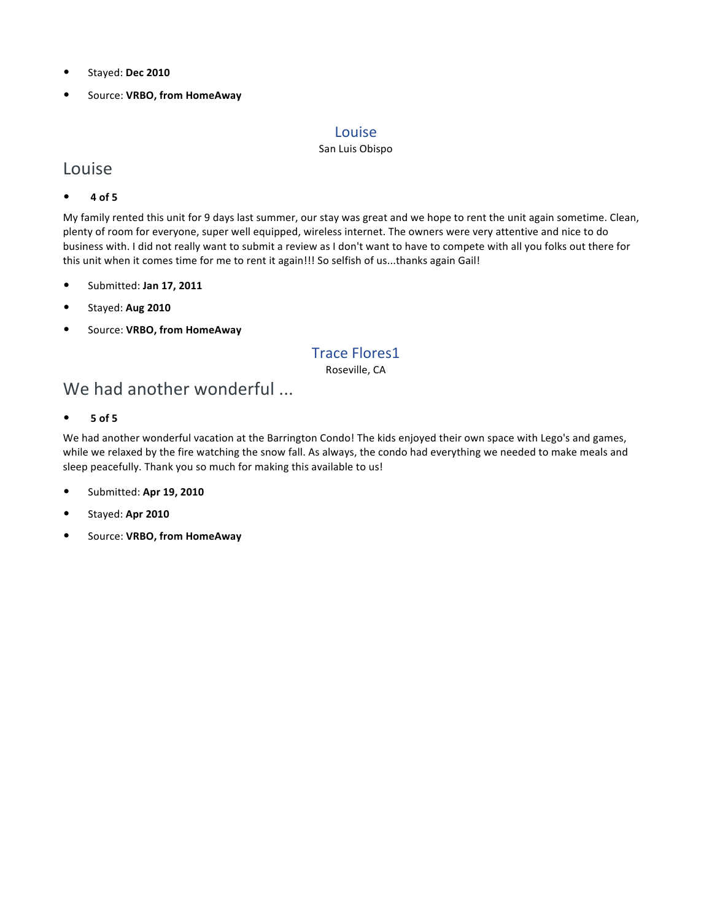- Stayed: **Dec 2010**
- Source: **VRBO, from HomeAway**

Louise

San Luis Obispo

## Louise

- **4 of 5**

My family rented this unit for 9 days last summer, our stay was great and we hope to rent the unit again sometime. Clean, plenty of room for everyone, super well equipped, wireless internet. The owners were very attentive and nice to do business with. I did not really want to submit a review as I don't want to have to compete with all you folks out there for this unit when it comes time for me to rent it again!!! So selfish of us...thanks again Gail!

- Submitted: **Jan 17, 2011**
- Stayed: **Aug 2010**
- Source: **VRBO, from HomeAway**

Trace Flores1

Roseville, CA

## We had another wonderful ...

- **5 of 5**

We had another wonderful vacation at the Barrington Condo! The kids enjoyed their own space with Lego's and games, while we relaxed by the fire watching the snow fall. As always, the condo had everything we needed to make meals and sleep peacefully. Thank you so much for making this available to us!

- Submitted: **Apr 19, 2010**
- Stayed: **Apr 2010**
- Source: **VRBO, from HomeAway**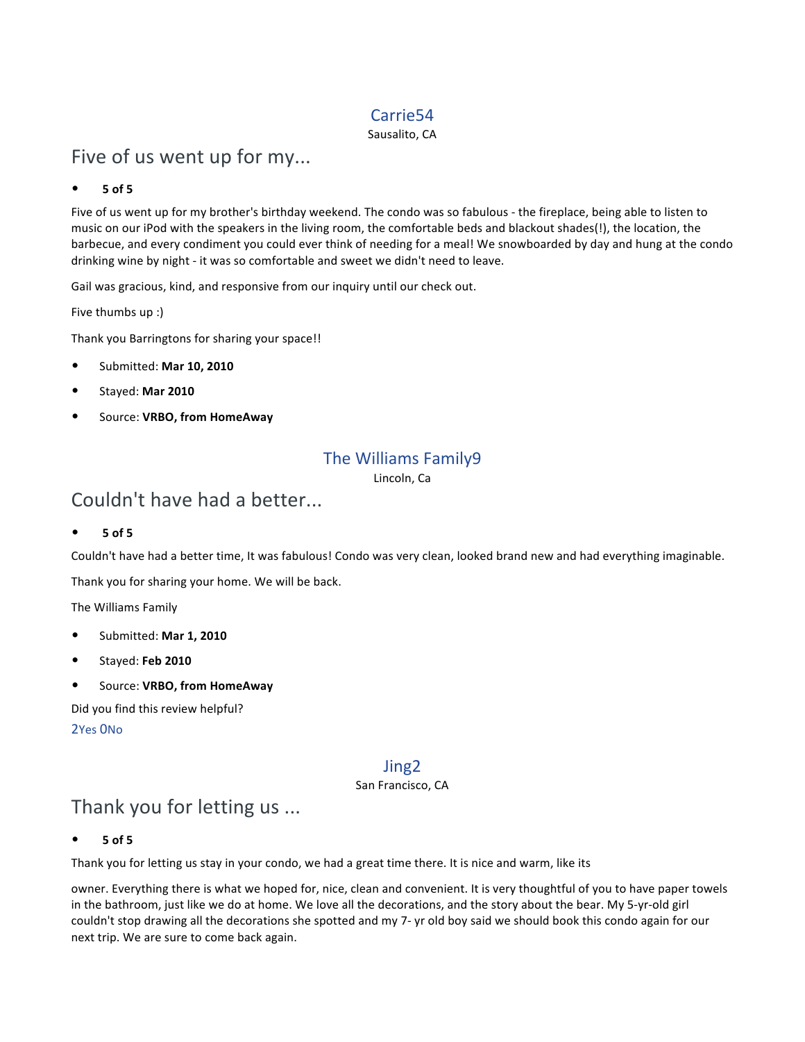Carrie54

Sausalito, CA

## Five of us went up for my...

- **5 of 5**

Five of us went up for my brother's birthday weekend. The condo was so fabulous - the fireplace, being able to listen to music on our iPod with the speakers in the living room, the comfortable beds and blackout shades(!), the location, the barbecue, and every condiment you could ever think of needing for a meal! We snowboarded by day and hung at the condo drinking wine by night - it was so comfortable and sweet we didn't need to leave.

Gail was gracious, kind, and responsive from our inquiry until our check out.

Five thumbs up :)

Thank you Barringtons for sharing your space!!

- Submitted: **Mar 10, 2010**
- Stayed: **Mar 2010**
- Source: **VRBO, from HomeAway**

The Williams Family9

Lincoln, Ca

## Couldn't have had a better...

- **5 of 5**

Couldn't have had a better time, It was fabulous! Condo was very clean, looked brand new and had everything imaginable.

Thank you for sharing your home. We will be back.

The Williams Family

- Submitted: **Mar 1, 2010**
- Stayed: **Feb 2010**
- Source: **VRBO, from HomeAway**

Did you find this review helpful?

2Yes 0No

Jing2

San Francisco, CA

## Thank you for letting us ...

- **5 of 5**

Thank you for letting us stay in your condo, we had a great time there. It is nice and warm, like its

owner. Everything there is what we hoped for, nice, clean and convenient. It is very thoughtful of you to have paper towels in the bathroom, just like we do at home. We love all the decorations, and the story about the bear. My 5-yr-old girl couldn't stop drawing all the decorations she spotted and my 7- yr old boy said we should book this condo again for our next trip. We are sure to come back again.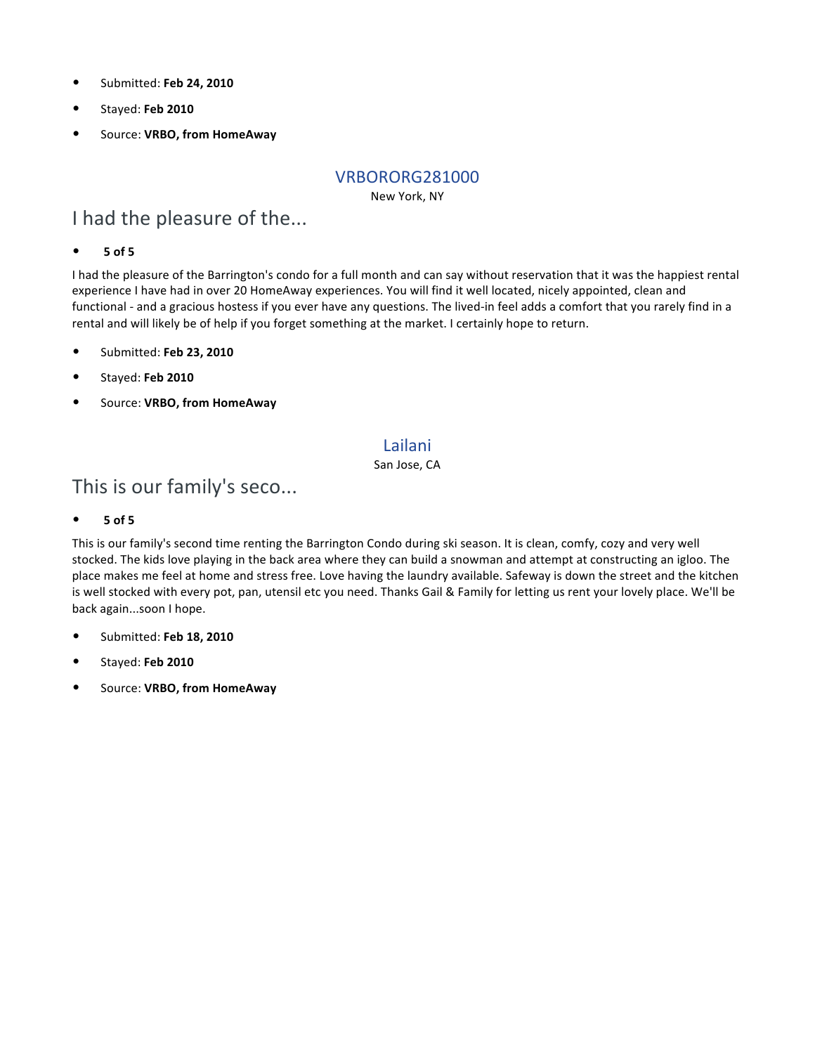- Submitted: **Feb 24, 2010**
- Stayed: **Feb 2010**
- Source: **VRBO, from HomeAway**

VRBORORG281000

New York, NY

## I had the pleasure of the...

- **5 of 5**

I had the pleasure of the Barrington's condo for a full month and can say without reservation that it was the happiest rental experience I have had in over 20 HomeAway experiences. You will find it well located, nicely appointed, clean and functional - and a gracious hostess if you ever have any questions. The lived-in feel adds a comfort that you rarely find in a rental and will likely be of help if you forget something at the market. I certainly hope to return.

- Submitted: **Feb 23, 2010**
- Stayed: **Feb 2010**
- Source: **VRBO, from HomeAway**

Lailani

San Jose, CA

## This is our family's seco...

- **5 of 5**

This is our family's second time renting the Barrington Condo during ski season. It is clean, comfy, cozy and very well stocked. The kids love playing in the back area where they can build a snowman and attempt at constructing an igloo. The place makes me feel at home and stress free. Love having the laundry available. Safeway is down the street and the kitchen is well stocked with every pot, pan, utensil etc you need. Thanks Gail & Family for letting us rent your lovely place. We'll be back again...soon I hope.

- Submitted: **Feb 18, 2010**
- Stayed: **Feb 2010**
- Source: **VRBO, from HomeAway**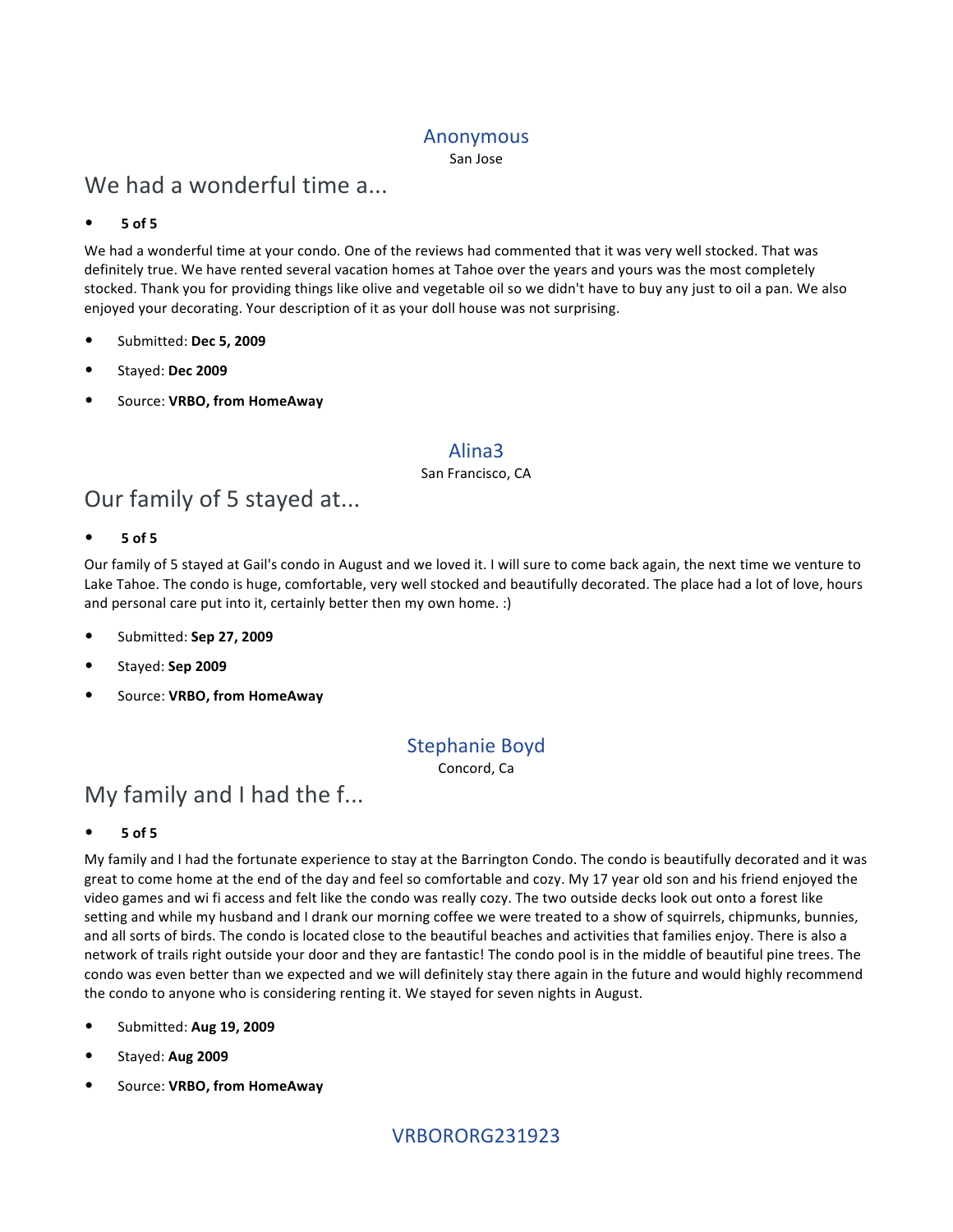### Anonymous

San Jose

## We had a wonderful time a...

- **5 of 5**

We had a wonderful time at your condo. One of the reviews had commented that it was very well stocked. That was definitely true. We have rented several vacation homes at Tahoe over the years and yours was the most completely stocked. Thank you for providing things like olive and vegetable oil so we didn't have to buy any just to oil a pan. We also enjoyed your decorating. Your description of it as your doll house was not surprising.

- Submitted: **Dec 5, 2009**
- Stayed: **Dec 2009**
- Source: **VRBO, from HomeAway**

### Alina3

San Francisco, CA

## Our family of 5 stayed at...

- **5 of 5**

Our family of 5 stayed at Gail's condo in August and we loved it. I will sure to come back again, the next time we venture to Lake Tahoe. The condo is huge, comfortable, very well stocked and beautifully decorated. The place had a lot of love, hours and personal care put into it, certainly better then my own home. :)

- Submitted: **Sep 27, 2009**
- Stayed: **Sep 2009**
- Source: **VRBO, from HomeAway**

### Stephanie Boyd

Concord, Ca

## My family and I had the f...

- **5 of 5**

My family and I had the fortunate experience to stay at the Barrington Condo. The condo is beautifully decorated and it was great to come home at the end of the day and feel so comfortable and cozy. My 17 year old son and his friend enjoyed the video games and wi fi access and felt like the condo was really cozy. The two outside decks look out onto a forest like setting and while my husband and I drank our morning coffee we were treated to a show of squirrels, chipmunks, bunnies, and all sorts of birds. The condo is located close to the beautiful beaches and activities that families enjoy. There is also a network of trails right outside your door and they are fantastic! The condo pool is in the middle of beautiful pine trees. The condo was even better than we expected and we will definitely stay there again in the future and would highly recommend the condo to anyone who is considering renting it. We stayed for seven nights in August.

- Submitted: **Aug 19, 2009**
- Stayed: **Aug 2009**
- Source: **VRBO, from HomeAway**

### VRBORORG231923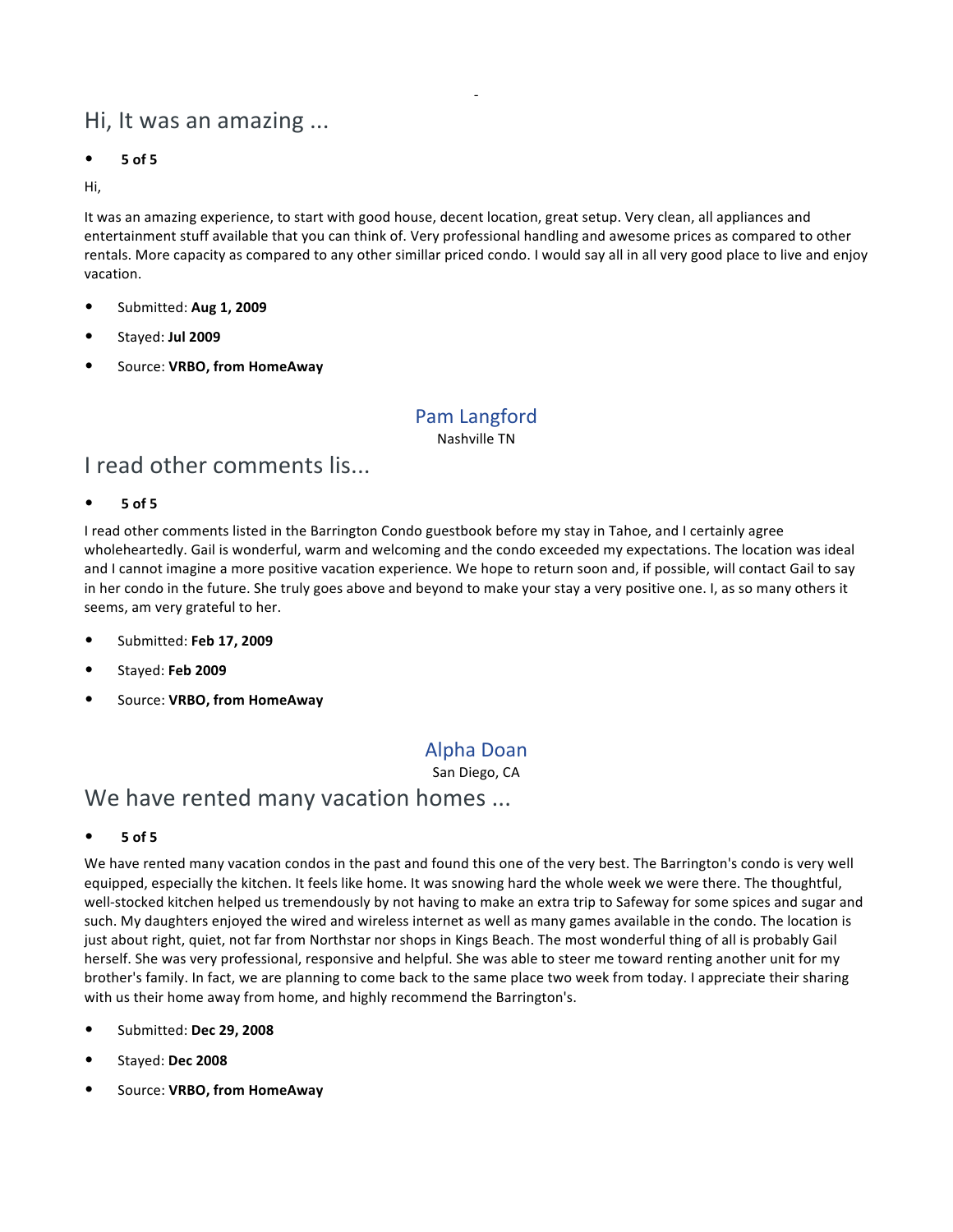-

## Hi, It was an amazing ...

- **5 of 5**

Hi,

It was an amazing experience, to start with good house, decent location, great setup. Very clean, all appliances and entertainment stuff available that you can think of. Very professional handling and awesome prices as compared to other rentals. More capacity as compared to any other simillar priced condo. I would say all in all very good place to live and enjoy vacation.

- Submitted: **Aug 1, 2009**
- Stayed: **Jul 2009**
- Source: **VRBO, from HomeAway**

Pam Langford

Nashville TN

## I read other comments lis...

- **5 of 5**

I read other comments listed in the Barrington Condo guestbook before my stay in Tahoe, and I certainly agree wholeheartedly. Gail is wonderful, warm and welcoming and the condo exceeded my expectations. The location was ideal and I cannot imagine a more positive vacation experience. We hope to return soon and, if possible, will contact Gail to say in her condo in the future. She truly goes above and beyond to make your stay a very positive one. I, as so many others it seems, am very grateful to her.

- Submitted: **Feb 17, 2009**
- Stayed: **Feb 2009**
- Source: **VRBO, from HomeAway**

Alpha Doan

San Diego, CA

## We have rented many vacation homes ...

- **5 of 5**

We have rented many vacation condos in the past and found this one of the very best. The Barrington's condo is very well equipped, especially the kitchen. It feels like home. It was snowing hard the whole week we were there. The thoughtful, well-stocked kitchen helped us tremendously by not having to make an extra trip to Safeway for some spices and sugar and such. My daughters enjoyed the wired and wireless internet as well as many games available in the condo. The location is just about right, quiet, not far from Northstar nor shops in Kings Beach. The most wonderful thing of all is probably Gail herself. She was very professional, responsive and helpful. She was able to steer me toward renting another unit for my brother's family. In fact, we are planning to come back to the same place two week from today. I appreciate their sharing with us their home away from home, and highly recommend the Barrington's.

- Submitted: **Dec 29, 2008**
- Stayed: **Dec 2008**
- Source: **VRBO, from HomeAway**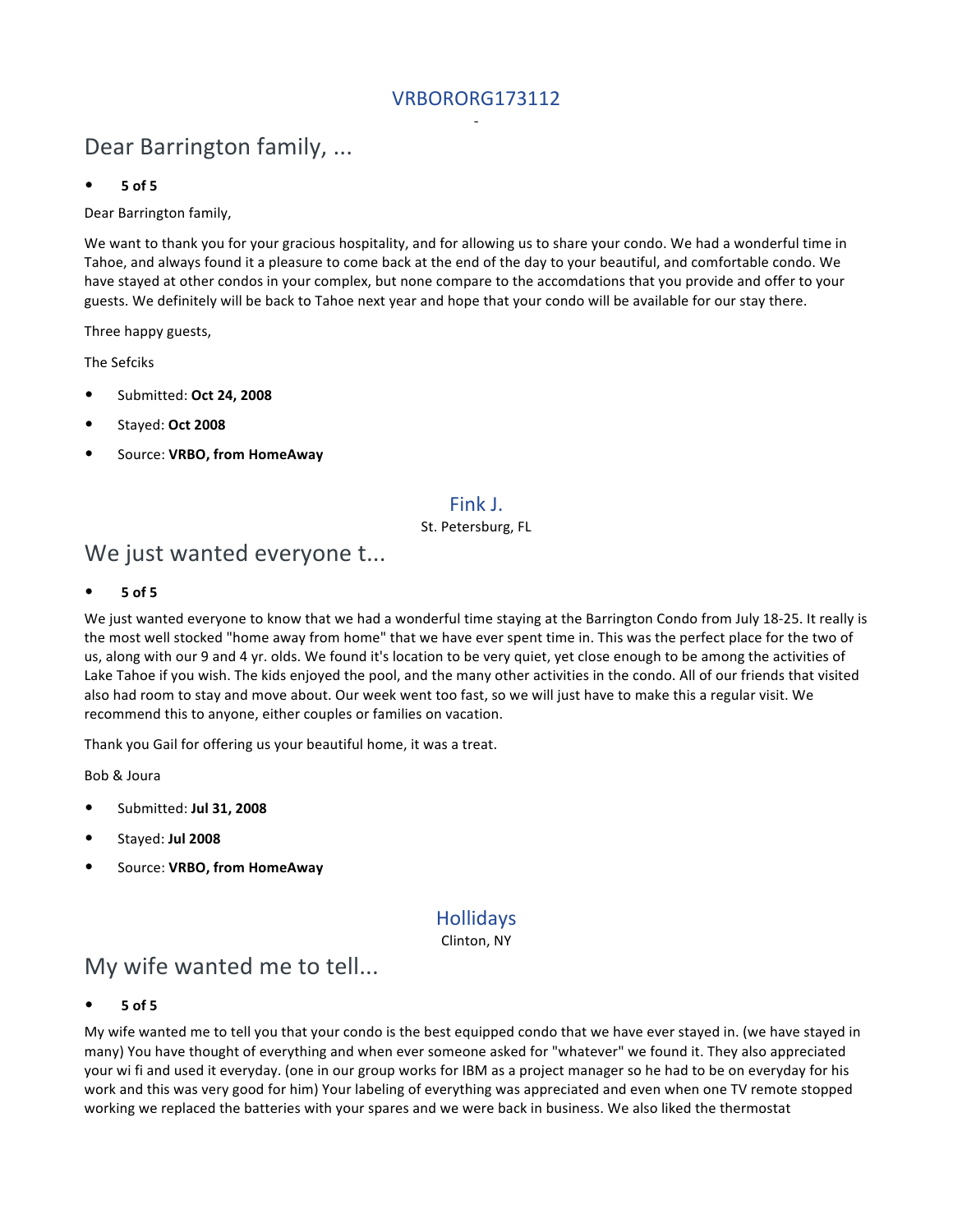### VRBORORG173112

-

## Dear Barrington family, ...

- **5 of 5**

Dear Barrington family,

We want to thank you for your gracious hospitality, and for allowing us to share your condo. We had a wonderful time in Tahoe, and always found it a pleasure to come back at the end of the day to your beautiful, and comfortable condo. We have stayed at other condos in your complex, but none compare to the accomdations that you provide and offer to your guests. We definitely will be back to Tahoe next year and hope that your condo will be available for our stay there.

Three happy guests,

The Sefciks

- Submitted: **Oct 24, 2008**
- Stayed: **Oct 2008**
- Source: **VRBO, from HomeAway**

### Fink J.

St. Petersburg, FL

## We just wanted everyone t...

- **5 of 5**

We just wanted everyone to know that we had a wonderful time staying at the Barrington Condo from July 18-25. It really is the most well stocked "home away from home" that we have ever spent time in. This was the perfect place for the two of us, along with our 9 and 4 yr. olds. We found it's location to be very quiet, yet close enough to be among the activities of Lake Tahoe if you wish. The kids enjoyed the pool, and the many other activities in the condo. All of our friends that visited also had room to stay and move about. Our week went too fast, so we will just have to make this a regular visit. We recommend this to anyone, either couples or families on vacation.

Thank you Gail for offering us your beautiful home, it was a treat.

Bob & Joura

- Submitted: **Jul 31, 2008**
- Stayed: **Jul 2008**
- Source: **VRBO, from HomeAway**

### Hollidays

Clinton, NY

## My wife wanted me to tell...

- **5 of 5**

My wife wanted me to tell you that your condo is the best equipped condo that we have ever stayed in. (we have stayed in many) You have thought of everything and when ever someone asked for "whatever" we found it. They also appreciated your wi fi and used it everyday. (one in our group works for IBM as a project manager so he had to be on everyday for his work and this was very good for him) Your labeling of everything was appreciated and even when one TV remote stopped working we replaced the batteries with your spares and we were back in business. We also liked the thermostat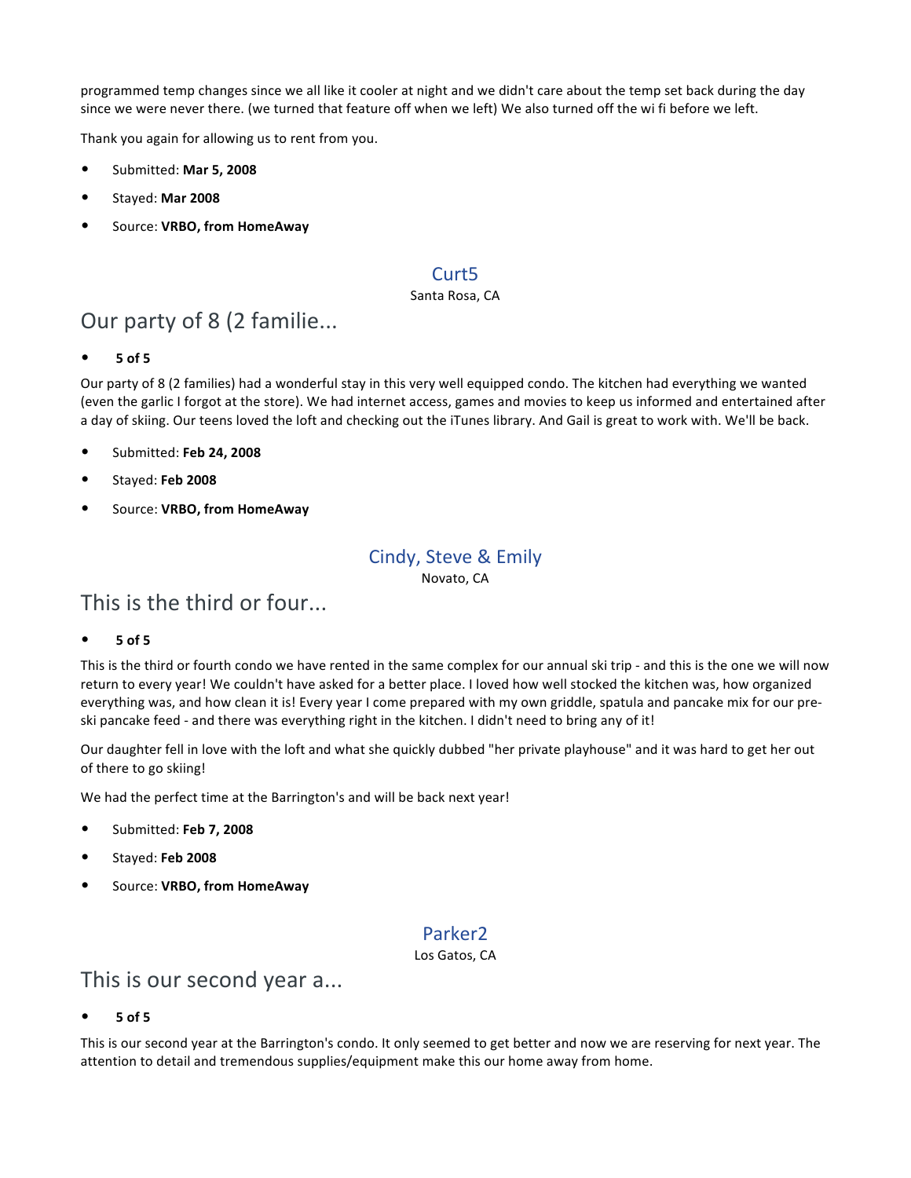programmed temp changes since we all like it cooler at night and we didn't care about the temp set back during the day since we were never there. (we turned that feature off when we left) We also turned off the wi fi before we left.

Thank you again for allowing us to rent from you.

- Submitted: **Mar 5, 2008**
- Stayed: **Mar 2008**
- Source: **VRBO, from HomeAway**

### Curt5

Santa Rosa, CA

## Our party of 8 (2 familie...

- **5 of 5**

Our party of 8 (2 families) had a wonderful stay in this very well equipped condo. The kitchen had everything we wanted (even the garlic I forgot at the store). We had internet access, games and movies to keep us informed and entertained after a day of skiing. Our teens loved the loft and checking out the iTunes library. And Gail is great to work with. We'll be back.

- Submitted: **Feb 24, 2008**
- Stayed: **Feb 2008**
- Source: **VRBO, from HomeAway**

### Cindy, Steve & Emily

Novato, CA

## This is the third or four...

- **5 of 5**

This is the third or fourth condo we have rented in the same complex for our annual ski trip - and this is the one we will now return to every year! We couldn't have asked for a better place. I loved how well stocked the kitchen was, how organized everything was, and how clean it is! Every year I come prepared with my own griddle, spatula and pancake mix for our pre-ski pancake feed - and there was everything right in the kitchen. I didn't need to bring any of it!

Our daughter fell in love with the loft and what she quickly dubbed "her private playhouse" and it was hard to get her out of there to go skiing!

We had the perfect time at the Barrington's and will be back next year!

- Submitted: **Feb 7, 2008**
- Stayed: **Feb 2008**
- Source: **VRBO, from HomeAway**

### Parker2

Los Gatos, CA

## This is our second year a...

- **5 of 5**

This is our second year at the Barrington's condo. It only seemed to get better and now we are reserving for next year. The attention to detail and tremendous supplies/equipment make this our home away from home.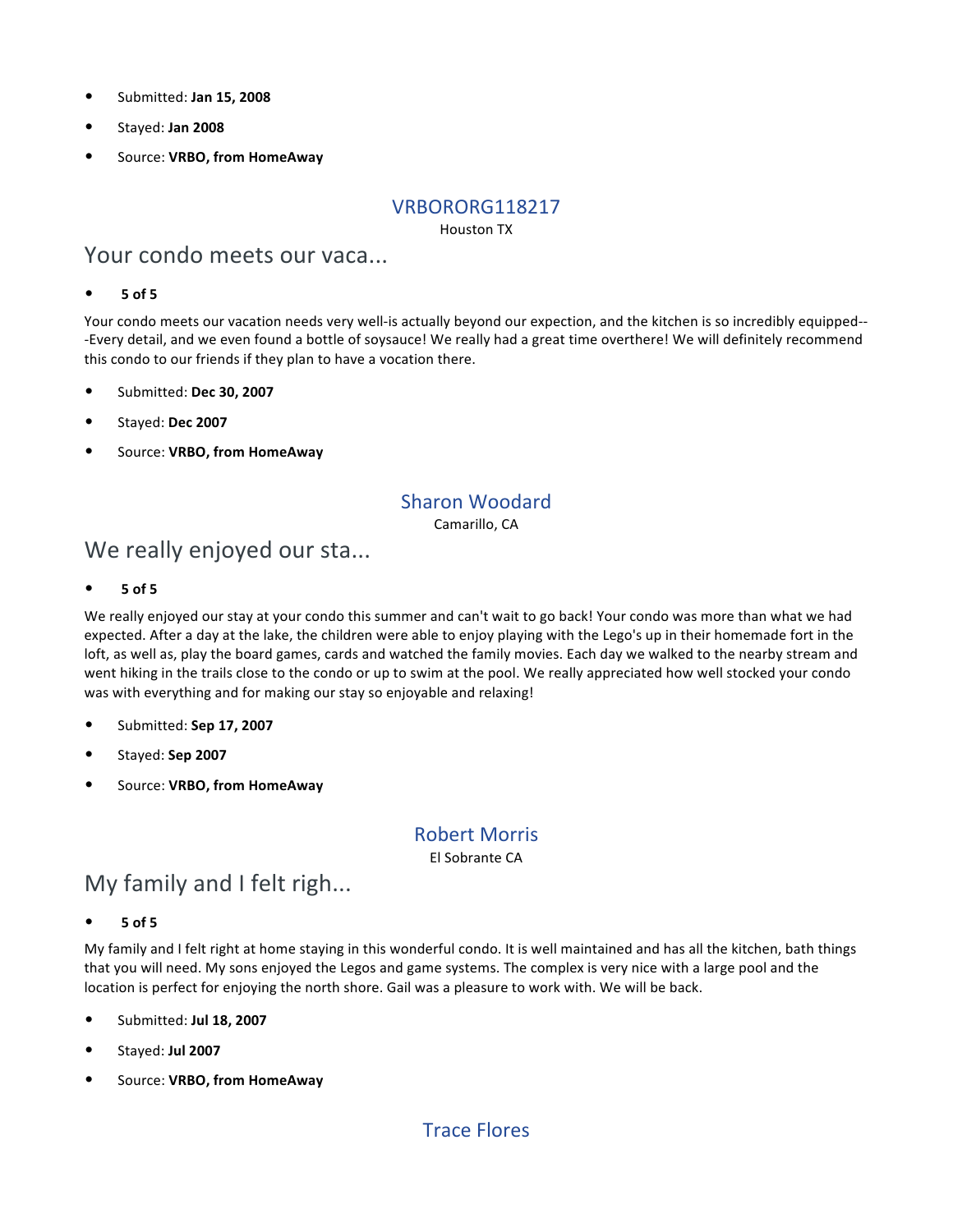- Submitted: **Jan 15, 2008**
- Stayed: **Jan 2008**
- Source: **VRBO, from HomeAway**

### VRBORORG118217

Houston TX

## Your condo meets our vaca...

- **5 of 5**

Your condo meets our vacation needs very well-is actually beyond our expection, and the kitchen is so incredibly equipped---Every detail, and we even found a bottle of soysauce! We really had a great time overthere! We will definitely recommend this condo to our friends if they plan to have a vocation there.

- Submitted: **Dec 30, 2007**
- Stayed: **Dec 2007**
- Source: **VRBO, from HomeAway**

### Sharon Woodard

Camarillo, CA

## We really enjoyed our sta...

- **5 of 5**

We really enjoyed our stay at your condo this summer and can't wait to go back! Your condo was more than what we had expected. After a day at the lake, the children were able to enjoy playing with the Lego's up in their homemade fort in the loft, as well as, play the board games, cards and watched the family movies. Each day we walked to the nearby stream and went hiking in the trails close to the condo or up to swim at the pool. We really appreciated how well stocked your condo was with everything and for making our stay so enjoyable and relaxing!

- Submitted: **Sep 17, 2007**
- Stayed: **Sep 2007**
- Source: **VRBO, from HomeAway**

### Robert Morris

El Sobrante CA

## My family and I felt righ...

- **5 of 5**

My family and I felt right at home staying in this wonderful condo. It is well maintained and has all the kitchen, bath things that you will need. My sons enjoyed the Legos and game systems. The complex is very nice with a large pool and the location is perfect for enjoying the north shore. Gail was a pleasure to work with. We will be back.

- Submitted: **Jul 18, 2007**
- Stayed: **Jul 2007**
- Source: **VRBO, from HomeAway**

### Trace Flores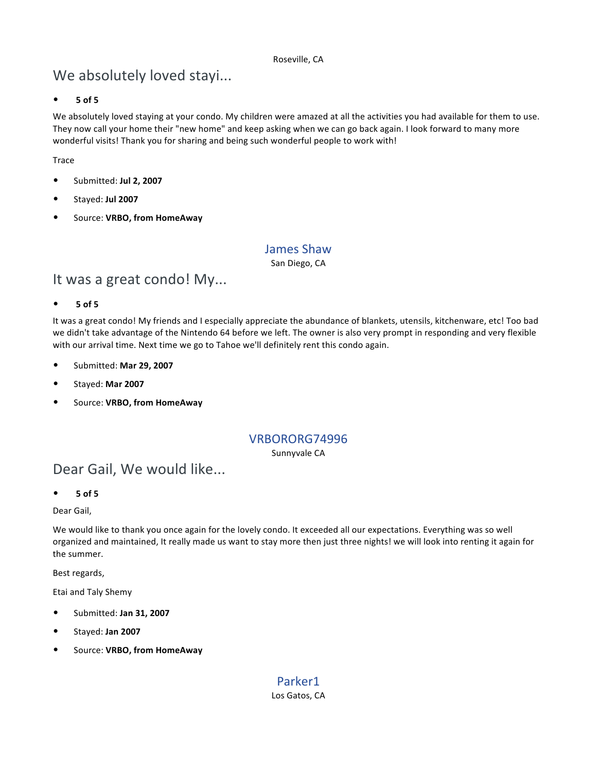Roseville, CA

## We absolutely loved stayi...

- **5 of 5**

We absolutely loved staying at your condo. My children were amazed at all the activities you had available for them to use. They now call your home their "new home" and keep asking when we can go back again. I look forward to many more wonderful visits! Thank you for sharing and being such wonderful people to work with!

Trace

- Submitted: **Jul 2, 2007**
- Stayed: **Jul 2007**
- Source: **VRBO, from HomeAway**

### James Shaw

San Diego, CA

## It was a great condo! My...

- **5 of 5**

It was a great condo! My friends and I especially appreciate the abundance of blankets, utensils, kitchenware, etc! Too bad we didn't take advantage of the Nintendo 64 before we left. The owner is also very prompt in responding and very flexible with our arrival time. Next time we go to Tahoe we'll definitely rent this condo again.

- Submitted: **Mar 29, 2007**
- Stayed: **Mar 2007**
- Source: **VRBO, from HomeAway**

### VRBORORG74996

Sunnyvale CA

## Dear Gail, We would like...

- **5 of 5**

Dear Gail,

We would like to thank you once again for the lovely condo. It exceeded all our expectations. Everything was so well organized and maintained, It really made us want to stay more then just three nights! we will look into renting it again for the summer.

Best regards,

Etai and Taly Shemy

- Submitted: **Jan 31, 2007**
- Stayed: **Jan 2007**
- Source: **VRBO, from HomeAway**

### Parker1

Los Gatos, CA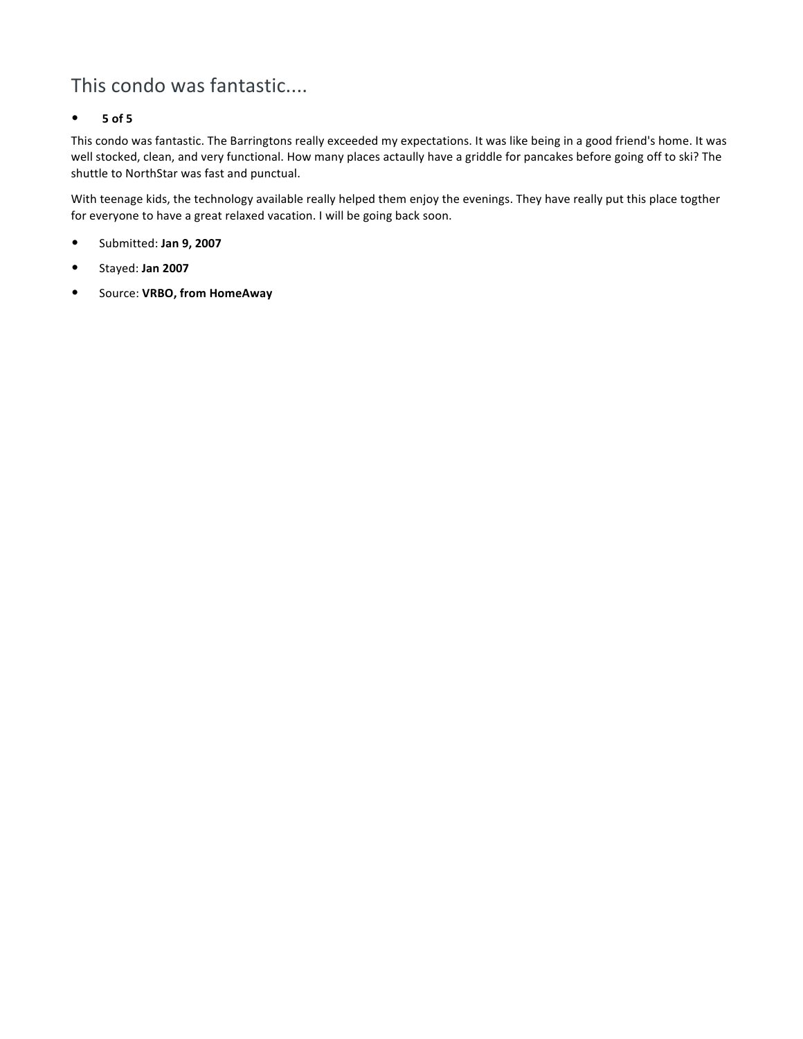## This condo was fantastic....

- **5 of 5**

This condo was fantastic. The Barringtons really exceeded my expectations. It was like being in a good friend's home. It was well stocked, clean, and very functional. How many places actaully have a griddle for pancakes before going off to ski? The shuttle to NorthStar was fast and punctual.

With teenage kids, the technology available really helped them enjoy the evenings. They have really put this place togther for everyone to have a great relaxed vacation. I will be going back soon.

- Submitted: **Jan 9, 2007**
- Stayed: **Jan 2007**
- Source: **VRBO, from HomeAway**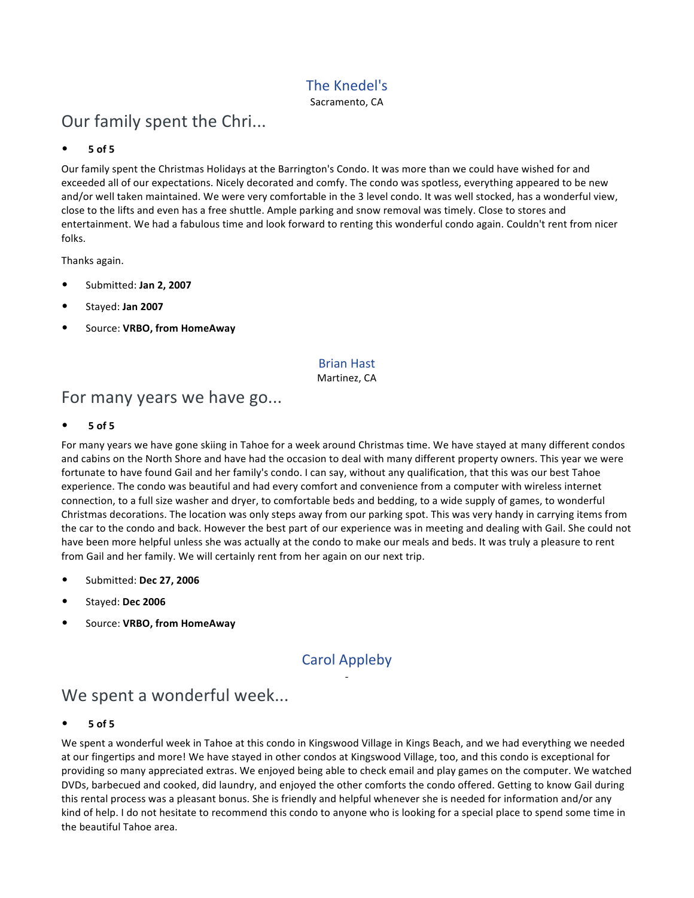The Knedel's

Sacramento, CA

## Our family spent the Chri...

- **5 of 5**

Our family spent the Christmas Holidays at the Barrington's Condo. It was more than we could have wished for and exceeded all of our expectations. Nicely decorated and comfy. The condo was spotless, everything appeared to be new and/or well taken maintained. We were very comfortable in the 3 level condo. It was well stocked, has a wonderful view, close to the lifts and even has a free shuttle. Ample parking and snow removal was timely. Close to stores and entertainment. We had a fabulous time and look forward to renting this wonderful condo again. Couldn't rent from nicer folks.

Thanks again.

- Submitted: **Jan 2, 2007**
- Stayed: **Jan 2007**
- Source: **VRBO, from HomeAway**

Brian Hast

Martinez, CA

## For many years we have go...

- **5 of 5**

For many years we have gone skiing in Tahoe for a week around Christmas time. We have stayed at many different condos and cabins on the North Shore and have had the occasion to deal with many different property owners. This year we were fortunate to have found Gail and her family's condo. I can say, without any qualification, that this was our best Tahoe experience. The condo was beautiful and had every comfort and convenience from a computer with wireless internet connection, to a full size washer and dryer, to comfortable beds and bedding, to a wide supply of games, to wonderful Christmas decorations. The location was only steps away from our parking spot. This was very handy in carrying items from the car to the condo and back. However the best part of our experience was in meeting and dealing with Gail. She could not have been more helpful unless she was actually at the condo to make our meals and beds. It was truly a pleasure to rent from Gail and her family. We will certainly rent from her again on our next trip.

- Submitted: **Dec 27, 2006**
- Stayed: **Dec 2006**
- Source: **VRBO, from HomeAway**

Carol Appleby

-

## We spent a wonderful week...

- **5 of 5**

We spent a wonderful week in Tahoe at this condo in Kingswood Village in Kings Beach, and we had everything we needed at our fingertips and more! We have stayed in other condos at Kingswood Village, too, and this condo is exceptional for providing so many appreciated extras. We enjoyed being able to check email and play games on the computer. We watched DVDs, barbecued and cooked, did laundry, and enjoyed the other comforts the condo offered. Getting to know Gail during this rental process was a pleasant bonus. She is friendly and helpful whenever she is needed for information and/or any kind of help. I do not hesitate to recommend this condo to anyone who is looking for a special place to spend some time in the beautiful Tahoe area.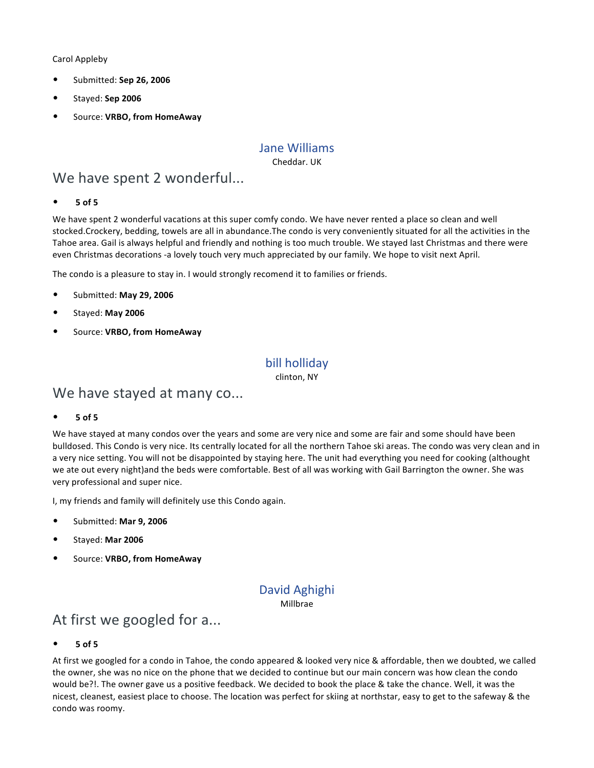Carol Appleby

- Submitted: **Sep 26, 2006**
- Stayed: **Sep 2006**
- Source: **VRBO, from HomeAway**

Jane Williams

Cheddar. UK

## We have spent 2 wonderful...

- **5 of 5**

We have spent 2 wonderful vacations at this super comfy condo. We have never rented a place so clean and well stocked.Crockery, bedding, towels are all in abundance.The condo is very conveniently situated for all the activities in the Tahoe area. Gail is always helpful and friendly and nothing is too much trouble. We stayed last Christmas and there were even Christmas decorations -a lovely touch very much appreciated by our family. We hope to visit next April.

The condo is a pleasure to stay in. I would strongly recomend it to families or friends.

- Submitted: **May 29, 2006**
- Stayed: **May 2006**
- Source: **VRBO, from HomeAway**

bill holliday

clinton, NY

## We have stayed at many co...

- **5 of 5**

We have stayed at many condos over the years and some are very nice and some are fair and some should have been bulldosed. This Condo is very nice. Its centrally located for all the northern Tahoe ski areas. The condo was very clean and in a very nice setting. You will not be disappointed by staying here. The unit had everything you need for cooking (althought we ate out every night)and the beds were comfortable. Best of all was working with Gail Barrington the owner. She was very professional and super nice.

I, my friends and family will definitely use this Condo again.

- Submitted: **Mar 9, 2006**
- Stayed: **Mar 2006**
- Source: **VRBO, from HomeAway**

David Aghighi

Millbrae

## At first we googled for a...

- **5 of 5**

At first we googled for a condo in Tahoe, the condo appeared & looked very nice & affordable, then we doubted, we called the owner, she was no nice on the phone that we decided to continue but our main concern was how clean the condo would be?!. The owner gave us a positive feedback. We decided to book the place & take the chance. Well, it was the nicest, cleanest, easiest place to choose. The location was perfect for skiing at northstar, easy to get to the safeway & the condo was roomy.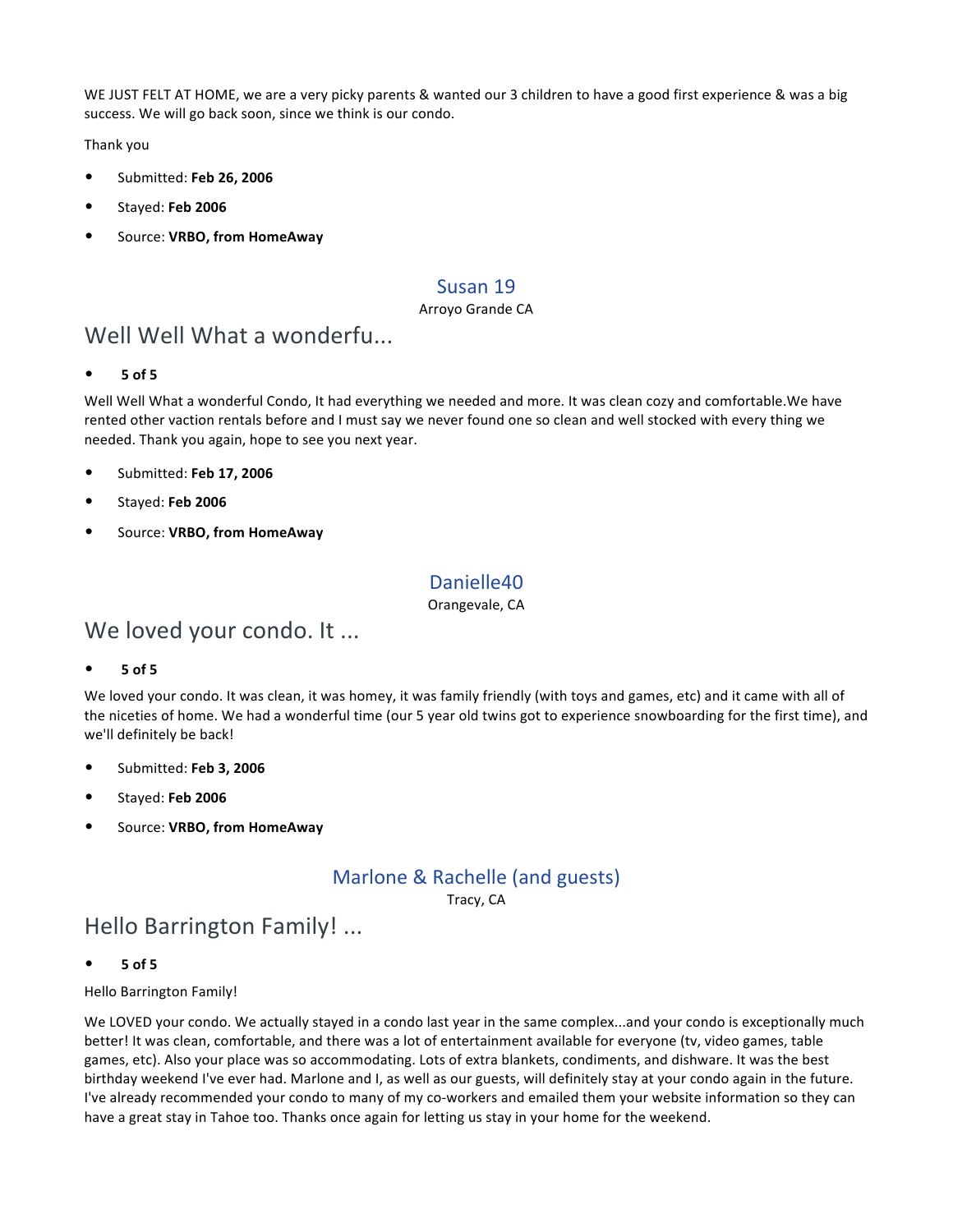WE JUST FELT AT HOME, we are a very picky parents & wanted our 3 children to have a good first experience & was a big success. We will go back soon, since we think is our condo.

Thank you

- Submitted: **Feb 26, 2006**
- Stayed: **Feb 2006**
- Source: **VRBO, from HomeAway**

### Susan 19

Arroyo Grande CA

## Well Well What a wonderfu...

- **5 of 5**

Well Well What a wonderful Condo, It had everything we needed and more. It was clean cozy and comfortable.We have rented other vaction rentals before and I must say we never found one so clean and well stocked with every thing we needed. Thank you again, hope to see you next year.

- Submitted: **Feb 17, 2006**
- Stayed: **Feb 2006**
- Source: **VRBO, from HomeAway**

### Danielle40

Orangevale, CA

## We loved your condo. It ...

- **5 of 5**

We loved your condo. It was clean, it was homey, it was family friendly (with toys and games, etc) and it came with all of the niceties of home. We had a wonderful time (our 5 year old twins got to experience snowboarding for the first time), and we'll definitely be back!

- Submitted: **Feb 3, 2006**
- Stayed: **Feb 2006**
- Source: **VRBO, from HomeAway**

### Marlone & Rachelle (and guests)

Tracy, CA

## Hello Barrington Family! ...

- **5 of 5**

Hello Barrington Family!

We LOVED your condo. We actually stayed in a condo last year in the same complex...and your condo is exceptionally much better! It was clean, comfortable, and there was a lot of entertainment available for everyone (tv, video games, table games, etc). Also your place was so accommodating. Lots of extra blankets, condiments, and dishware. It was the best birthday weekend I've ever had. Marlone and I, as well as our guests, will definitely stay at your condo again in the future. I've already recommended your condo to many of my co-workers and emailed them your website information so they can have a great stay in Tahoe too. Thanks once again for letting us stay in your home for the weekend.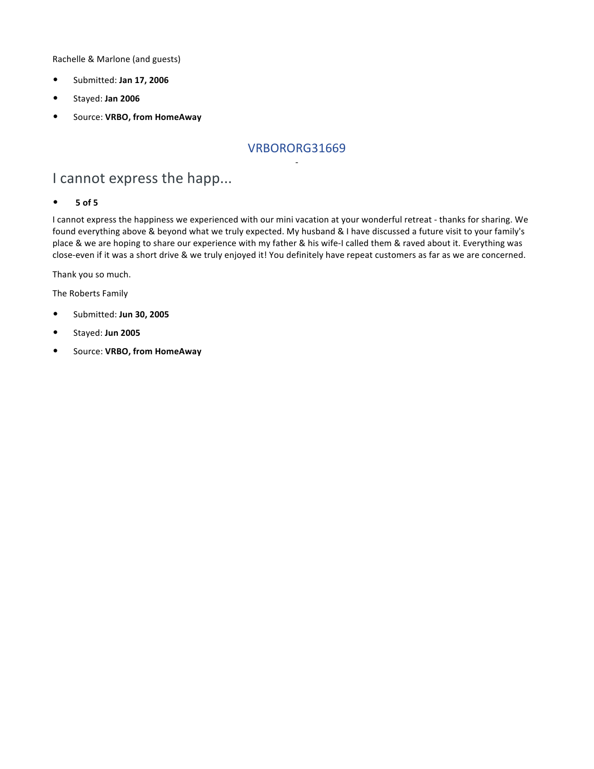Rachelle & Marlone (and guests)

- Submitted: **Jan 17, 2006**
- Stayed: **Jan 2006**
- Source: **VRBO, from HomeAway**

VRBORORG31669

-

# I cannot express the happ...

- **5 of 5**

I cannot express the happiness we experienced with our mini vacation at your wonderful retreat - thanks for sharing. We found everything above & beyond what we truly expected. My husband & I have discussed a future visit to your family's place & we are hoping to share our experience with my father & his wife-I called them & raved about it. Everything was close-even if it was a short drive & we truly enjoyed it! You definitely have repeat customers as far as we are concerned.

Thank you so much.

The Roberts Family

- Submitted: **Jun 30, 2005**
- Stayed: **Jun 2005**
- Source: **VRBO, from HomeAway**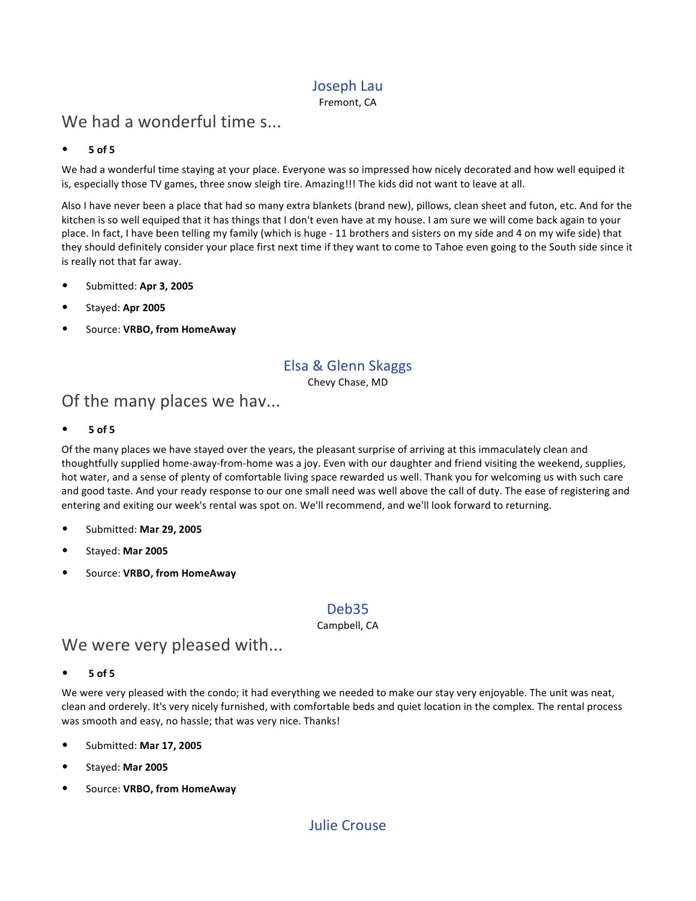### Joseph Lau

Fremont, CA

## We had a wonderful time s...

- **5 of 5**

We had a wonderful time staying at your place. Everyone was so impressed how nicely decorated and how well equiped it is, especially those TV games, three snow sleigh tire. Amazing!!! The kids did not want to leave at all.

Also I have never been a place that had so many extra blankets (brand new), pillows, clean sheet and futon, etc. And for the kitchen is so well equiped that it has things that I don't even have at my house. I am sure we will come back again to your place. In fact, I have been telling my family (which is huge - 11 brothers and sisters on my side and 4 on my wife side) that they should definitely consider your place first next time if they want to come to Tahoe even going to the South side since it is really not that far away.

- Submitted: **Apr 3, 2005**
- Stayed: **Apr 2005**
- Source: **VRBO, from HomeAway**

### Elsa & Glenn Skaggs

Chevy Chase, MD

## Of the many places we hav...

- **5 of 5**

Of the many places we have stayed over the years, the pleasant surprise of arriving at this immaculately clean and thoughtfully supplied home-away-from-home was a joy. Even with our daughter and friend visiting the weekend, supplies, hot water, and a sense of plenty of comfortable living space rewarded us well. Thank you for welcoming us with such care and good taste. And your ready response to our one small need was well above the call of duty. The ease of registering and entering and exiting our week's rental was spot on. We'll recommend, and we'll look forward to returning.

- Submitted: **Mar 29, 2005**
- Stayed: **Mar 2005**
- Source: **VRBO, from HomeAway**

### Deb35

Campbell, CA

## We were very pleased with...

- **5 of 5**

We were very pleased with the condo; it had everything we needed to make our stay very enjoyable. The unit was neat, clean and orderely. It's very nicely furnished, with comfortable beds and quiet location in the complex. The rental process was smooth and easy, no hassle; that was very nice. Thanks!

- Submitted: **Mar 17, 2005**
- Stayed: **Mar 2005**
- Source: **VRBO, from HomeAway**

### Julie Crouse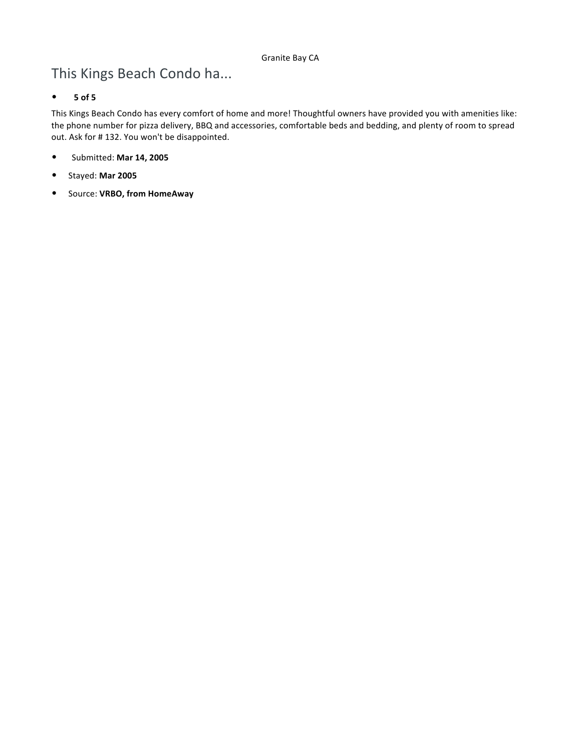Granite Bay CA

# This Kings Beach Condo ha...

- **5 of 5**

This Kings Beach Condo has every comfort of home and more! Thoughtful owners have provided you with amenities like: the phone number for pizza delivery, BBQ and accessories, comfortable beds and bedding, and plenty of room to spread out. Ask for # 132. You won't be disappointed.

- Submitted: **Mar 14, 2005**
- Stayed: **Mar 2005**
- Source: **VRBO, from HomeAway**